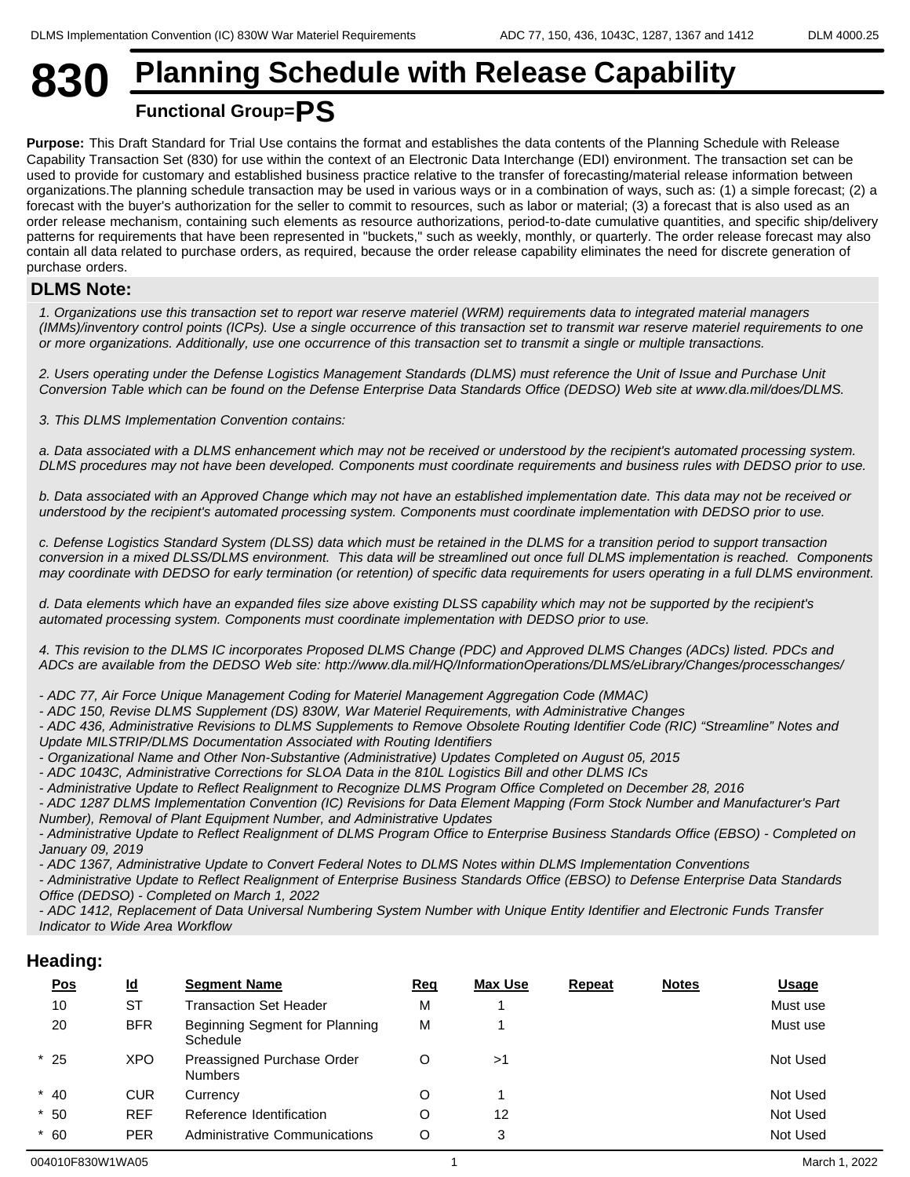# 830 Planning Schedule with Release Capability

**Functional Group=PS**

**Purpose:** This Draft Standard for Trial Use contains the format and establishes the data contents of the Planning Schedule with Release Capability Transaction Set (830) for use within the context of an Electronic Data Interchange (EDI) environment. The transaction set can be used to provide for customary and established business practice relative to the transfer of forecasting/material release information between organizations.The planning schedule transaction may be used in various ways or in a combination of ways, such as: (1) a simple forecast; (2) a forecast with the buyer's authorization for the seller to commit to resources, such as labor or material; (3) a forecast that is also used as an order release mechanism, containing such elements as resource authorizations, period-to-date cumulative quantities, and specific ship/delivery patterns for requirements that have been represented in "buckets," such as weekly, monthly, or quarterly. The order release forecast may also contain all data related to purchase orders, as required, because the order release capability eliminates the need for discrete generation of purchase orders.

## DLMS Note:

*1. Organizations use this transaction set to report war reserve materiel (WRM) requirements data to integrated material managers (IMMs)/inventory control points (ICPs). Use a single occurrence of this transaction set to transmit war reserve materiel requirements to one or more organizations. Additionally, use one occurrence of this transaction set to transmit a single or multiple transactions.*

*2. Users operating under the Defense Logistics Management Standards (DLMS) must reference the Unit of Issue and Purchase Unit Conversion Table which can be found on the Defense Enterprise Data Standards Office (DEDSO) Web site at www.dla.mil/does/DLMS.*

*3. This DLMS Implementation Convention contains:*

*a. Data associated with a DLMS enhancement which may not be received or understood by the recipient's automated processing system. DLMS procedures may not have been developed. Components must coordinate requirements and business rules with DEDSO prior to use.*

*b. Data associated with an Approved Change which may not have an established implementation date. This data may not be received or understood by the recipient's automated processing system. Components must coordinate implementation with DEDSO prior to use.*

*c. Defense Logistics Standard System (DLSS) data which must be retained in the DLMS for a transition period to support transaction conversion in a mixed DLSS/DLMS environment. This data will be streamlined out once full DLMS implementation is reached. Components may coordinate with DEDSO for early termination (or retention) of specific data requirements for users operating in a full DLMS environment.*

*d. Data elements which have an expanded files size above existing DLSS capability which may not be supported by the recipient's automated processing system. Components must coordinate implementation with DEDSO prior to use.*

*4. This revision to the DLMS IC incorporates Proposed DLMS Change (PDC) and Approved DLMS Changes (ADCs) listed. PDCs and ADCs are available from the DEDSO Web site: http://www.dla.mil/HQ/InformationOperations/DLMS/eLibrary/Changes/processchanges/*

*- ADC 77, Air Force Unique Management Coding for Materiel Management Aggregation Code (MMAC)*
*- ADC 150, Revise DLMS Supplement (DS) 830W, War Materiel Requirements, with Administrative Changes*
*- ADC 436, Administrative Revisions to DLMS Supplements to Remove Obsolete Routing Identifier Code (RIC) "Streamline" Notes and Update MILSTRIP/DLMS Documentation Associated with Routing Identifiers*
*- Organizational Name and Other Non-Substantive (Administrative) Updates Completed on August 05, 2015*
*- ADC 1043C, Administrative Corrections for SLOA Data in the 810L Logistics Bill and other DLMS ICs*
*- Administrative Update to Reflect Realignment to Recognize DLMS Program Office Completed on December 28, 2016*
*- ADC 1287 DLMS Implementation Convention (IC) Revisions for Data Element Mapping (Form Stock Number and Manufacturer's Part Number), Removal of Plant Equipment Number, and Administrative Updates*
*- Administrative Update to Reflect Realignment of DLMS Program Office to Enterprise Business Standards Office (EBSO) - Completed on January 09, 2019*
*- ADC 1367, Administrative Update to Convert Federal Notes to DLMS Notes within DLMS Implementation Conventions*
*- Administrative Update to Reflect Realignment of Enterprise Business Standards Office (EBSO) to Defense Enterprise Data Standards Office (DEDSO) - Completed on March 1, 2022*
*- ADC 1412, Replacement of Data Universal Numbering System Number with Unique Entity Identifier and Electronic Funds Transfer Indicator to Wide Area Workflow*

## Heading:

| Pos | Id | Segment Name | Req | Max Use | Repeat | Notes | Usage |
|---|---|---|---|---|---|---|---|
| 10 | ST | Transaction Set Header | M | 1 | | | Must use |
| 20 | BFR | Beginning Segment for Planning Schedule | M | 1 | | | Must use |
| * 25 | XPO | Preassigned Purchase Order Numbers | O | >1 | | | Not Used |
| * 40 | CUR | Currency | O | 1 | | | Not Used |
| * 50 | REF | Reference Identification | O | 12 | | | Not Used |
| * 60 | PER | Administrative Communications | O | 3 | | | Not Used |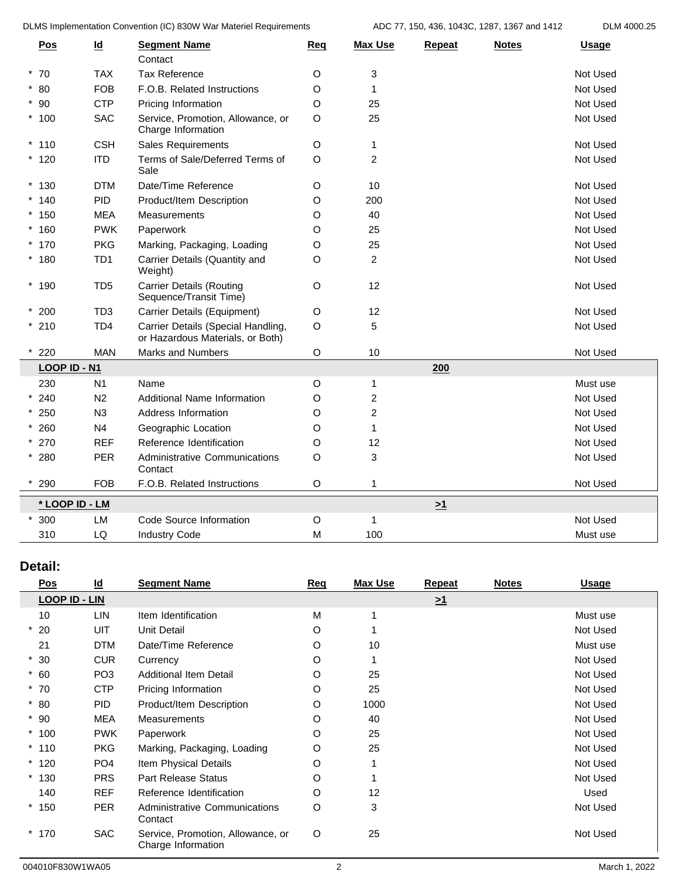| Pos | Id | Segment Name | Req | Max Use | Repeat | Notes | Usage |
|---|---|---|---|---|---|---|---|
| | | Contact | | | | | |
| * 70 | TAX | Tax Reference | O | 3 | | | Not Used |
| * 80 | FOB | F.O.B. Related Instructions | O | 1 | | | Not Used |
| * 90 | CTP | Pricing Information | O | 25 | | | Not Used |
| * 100 | SAC | Service, Promotion, Allowance, or Charge Information | O | 25 | | | Not Used |
| * 110 | CSH | Sales Requirements | O | 1 | | | Not Used |
| * 120 | ITD | Terms of Sale/Deferred Terms of Sale | O | 2 | | | Not Used |
| * 130 | DTM | Date/Time Reference | O | 10 | | | Not Used |
| * 140 | PID | Product/Item Description | O | 200 | | | Not Used |
| * 150 | MEA | Measurements | O | 40 | | | Not Used |
| * 160 | PWK | Paperwork | O | 25 | | | Not Used |
| * 170 | PKG | Marking, Packaging, Loading | O | 25 | | | Not Used |
| * 180 | TD1 | Carrier Details (Quantity and Weight) | O | 2 | | | Not Used |
| * 190 | TD5 | Carrier Details (Routing Sequence/Transit Time) | O | 12 | | | Not Used |
| * 200 | TD3 | Carrier Details (Equipment) | O | 12 | | | Not Used |
| * 210 | TD4 | Carrier Details (Special Handling, or Hazardous Materials, or Both) | O | 5 | | | Not Used |
| * 220 | MAN | Marks and Numbers | O | 10 | | | Not Used |
| **LOOP ID - N1** | | | | | **200** | | |
| 230 | N1 | Name | O | 1 | | | Must use |
| * 240 | N2 | Additional Name Information | O | 2 | | | Not Used |
| * 250 | N3 | Address Information | O | 2 | | | Not Used |
| * 260 | N4 | Geographic Location | O | 1 | | | Not Used |
| * 270 | REF | Reference Identification | O | 12 | | | Not Used |
| * 280 | PER | Administrative Communications Contact | O | 3 | | | Not Used |
| * 290 | FOB | F.O.B. Related Instructions | O | 1 | | | Not Used |
| **\* LOOP ID - LM** | | | | | **>1** | | |
| * 300 | LM | Code Source Information | O | 1 | | | Not Used |
| 310 | LQ | Industry Code | M | 100 | | | Must use |

## Detail:

| Pos | Id | Segment Name | Req | Max Use | Repeat | Notes | Usage |
|---|---|---|---|---|---|---|---|
| **LOOP ID - LIN** | | | | | **>1** | | |
| 10 | LIN | Item Identification | M | 1 | | | Must use |
| * 20 | UIT | Unit Detail | O | 1 | | | Not Used |
| 21 | DTM | Date/Time Reference | O | 10 | | | Must use |
| * 30 | CUR | Currency | O | 1 | | | Not Used |
| * 60 | PO3 | Additional Item Detail | O | 25 | | | Not Used |
| * 70 | CTP | Pricing Information | O | 25 | | | Not Used |
| * 80 | PID | Product/Item Description | O | 1000 | | | Not Used |
| * 90 | MEA | Measurements | O | 40 | | | Not Used |
| * 100 | PWK | Paperwork | O | 25 | | | Not Used |
| * 110 | PKG | Marking, Packaging, Loading | O | 25 | | | Not Used |
| * 120 | PO4 | Item Physical Details | O | 1 | | | Not Used |
| * 130 | PRS | Part Release Status | O | 1 | | | Not Used |
| 140 | REF | Reference Identification | O | 12 | | | Used |
| * 150 | PER | Administrative Communications Contact | O | 3 | | | Not Used |
| * 170 | SAC | Service, Promotion, Allowance, or Charge Information | O | 25 | | | Not Used |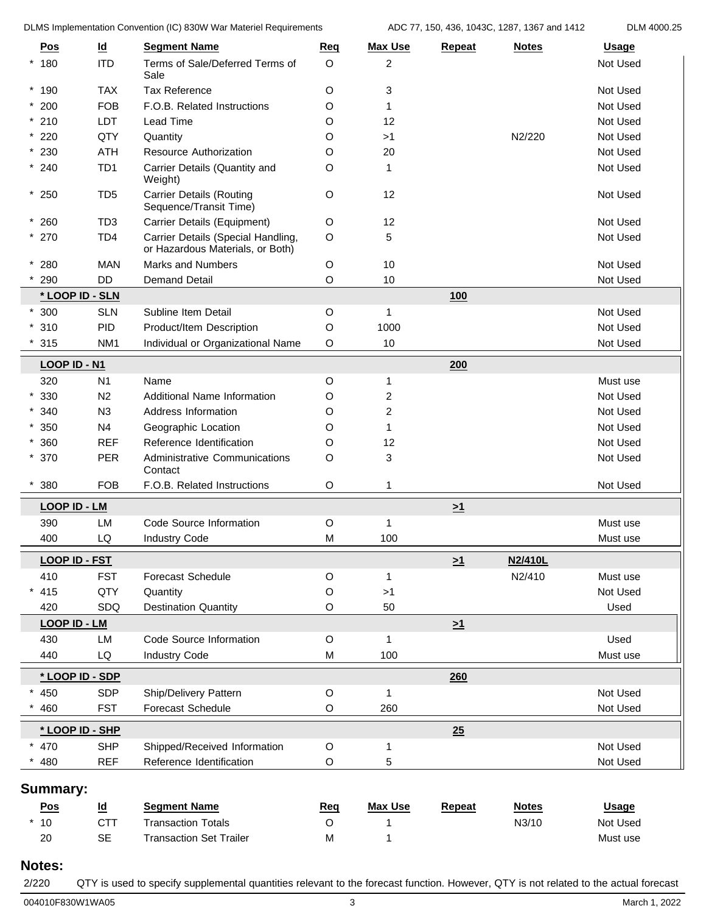| Pos | Id | Segment Name | Req | Max Use | Repeat | Notes | Usage |
|---|---|---|---|---|---|---|---|
| * 180 | ITD | Terms of Sale/Deferred Terms of Sale | O | 2 | | | Not Used |
| * 190 | TAX | Tax Reference | O | 3 | | | Not Used |
| * 200 | FOB | F.O.B. Related Instructions | O | 1 | | | Not Used |
| * 210 | LDT | Lead Time | O | 12 | | | Not Used |
| * 220 | QTY | Quantity | O | >1 | | N2/220 | Not Used |
| * 230 | ATH | Resource Authorization | O | 20 | | | Not Used |
| * 240 | TD1 | Carrier Details (Quantity and Weight) | O | 1 | | | Not Used |
| * 250 | TD5 | Carrier Details (Routing Sequence/Transit Time) | O | 12 | | | Not Used |
| * 260 | TD3 | Carrier Details (Equipment) | O | 12 | | | Not Used |
| * 270 | TD4 | Carrier Details (Special Handling, or Hazardous Materials, or Both) | O | 5 | | | Not Used |
| * 280 | MAN | Marks and Numbers | O | 10 | | | Not Used |
| * 290 | DD | Demand Detail | O | 10 | | | Not Used |
| **\* LOOP ID - SLN** | | | | | **100** | | |
| * 300 | SLN | Subline Item Detail | O | 1 | | | Not Used |
| * 310 | PID | Product/Item Description | O | 1000 | | | Not Used |
| * 315 | NM1 | Individual or Organizational Name | O | 10 | | | Not Used |
| **LOOP ID - N1** | | | | | **200** | | |
| 320 | N1 | Name | O | 1 | | | Must use |
| * 330 | N2 | Additional Name Information | O | 2 | | | Not Used |
| * 340 | N3 | Address Information | O | 2 | | | Not Used |
| * 350 | N4 | Geographic Location | O | 1 | | | Not Used |
| * 360 | REF | Reference Identification | O | 12 | | | Not Used |
| * 370 | PER | Administrative Communications Contact | O | 3 | | | Not Used |
| * 380 | FOB | F.O.B. Related Instructions | O | 1 | | | Not Used |
| **LOOP ID - LM** | | | | | **>1** | | |
| 390 | LM | Code Source Information | O | 1 | | | Must use |
| 400 | LQ | Industry Code | M | 100 | | | Must use |
| **LOOP ID - FST** | | | | | **>1** | **N2/410L** | |
| 410 | FST | Forecast Schedule | O | 1 | | N2/410 | Must use |
| * 415 | QTY | Quantity | O | >1 | | | Not Used |
| 420 | SDQ | Destination Quantity | O | 50 | | | Used |
| **LOOP ID - LM** | | | | | **>1** | | |
| 430 | LM | Code Source Information | O | 1 | | | Used |
| 440 | LQ | Industry Code | M | 100 | | | Must use |
| **\* LOOP ID - SDP** | | | | | **260** | | |
| * 450 | SDP | Ship/Delivery Pattern | O | 1 | | | Not Used |
| * 460 | FST | Forecast Schedule | O | 260 | | | Not Used |
| **\* LOOP ID - SHP** | | | | | **25** | | |
| * 470 | SHP | Shipped/Received Information | O | 1 | | | Not Used |
| * 480 | REF | Reference Identification | O | 5 | | | Not Used |

## Summary:

| Pos | Id | Segment Name | Req | Max Use | Repeat | Notes | Usage |
|---|---|---|---|---|---|---|---|
| * 10 | CTT | Transaction Totals | O | 1 | | N3/10 | Not Used |
| 20 | SE | Transaction Set Trailer | M | 1 | | | Must use |

## Notes:

2/220 QTY is used to specify supplemental quantities relevant to the forecast function. However, QTY is not related to the actual forecast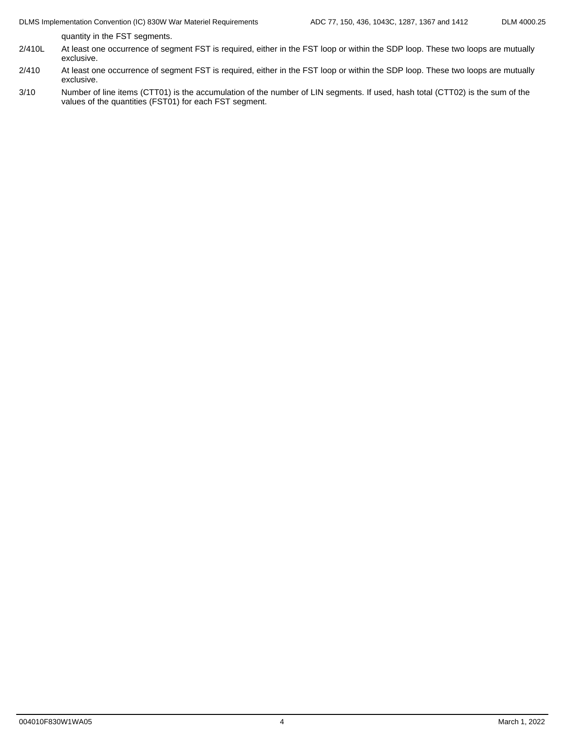quantity in the FST segments.

2/410L At least one occurrence of segment FST is required, either in the FST loop or within the SDP loop. These two loops are mutually exclusive.

2/410 At least one occurrence of segment FST is required, either in the FST loop or within the SDP loop. These two loops are mutually exclusive.

3/10 Number of line items (CTT01) is the accumulation of the number of LIN segments. If used, hash total (CTT02) is the sum of the values of the quantities (FST01) for each FST segment.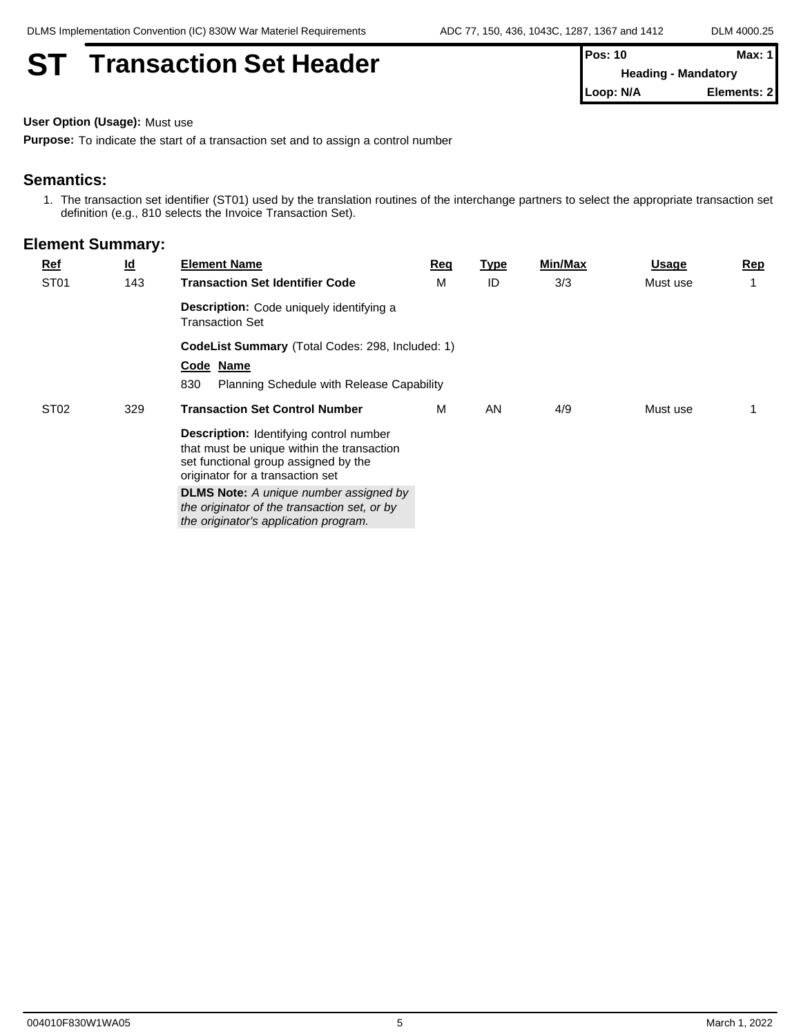# ST Transaction Set Header

| Pos: 10 | Max: 1 |
|---|---|
| Heading - Mandatory | |
| Loop: N/A | Elements: 2 |

**User Option (Usage):** Must use

**Purpose:** To indicate the start of a transaction set and to assign a control number

## Semantics:

1. The transaction set identifier (ST01) used by the translation routines of the interchange partners to select the appropriate transaction set definition (e.g., 810 selects the Invoice Transaction Set).

## Element Summary:

| Ref | Id | Element Name | Req | Type | Min/Max | Usage | Rep |
|---|---|---|---|---|---|---|---|
| ST01 | 143 | **Transaction Set Identifier Code**<br>**Description:** Code uniquely identifying a Transaction Set<br>**CodeList Summary** (Total Codes: 298, Included: 1)<br>**Code Name**<br>830 Planning Schedule with Release Capability | M | ID | 3/3 | Must use | 1 |
| ST02 | 329 | **Transaction Set Control Number**<br>**Description:** Identifying control number that must be unique within the transaction set functional group assigned by the originator for a transaction set<br>**DLMS Note:** *A unique number assigned by the originator of the transaction set, or by the originator's application program.* | M | AN | 4/9 | Must use | 1 |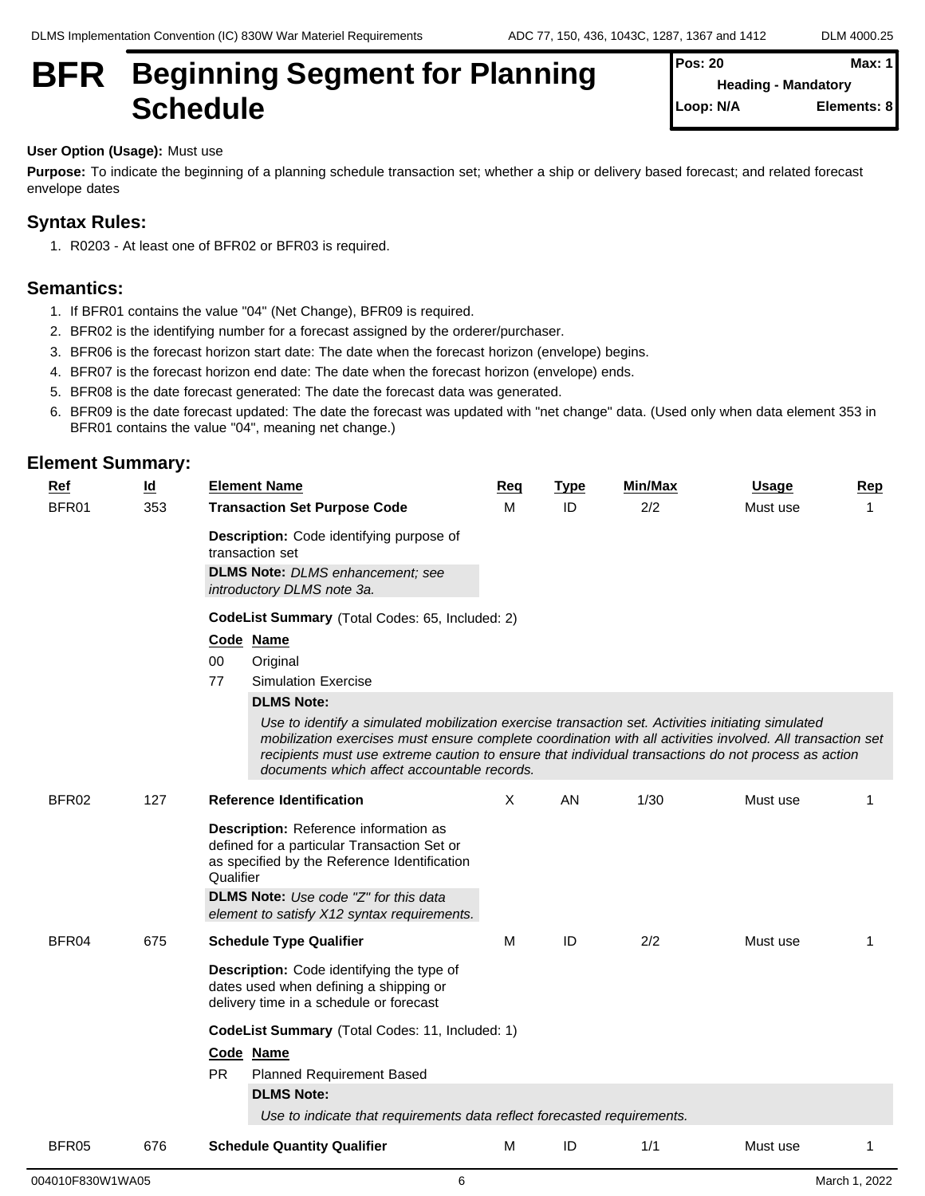# BFR Beginning Segment for Planning Schedule

**Pos: 20** **Max: 1**
**Heading - Mandatory**
**Loop: N/A** **Elements: 8**

**User Option (Usage):** Must use

**Purpose:** To indicate the beginning of a planning schedule transaction set; whether a ship or delivery based forecast; and related forecast envelope dates

## Syntax Rules:

1. R0203 - At least one of BFR02 or BFR03 is required.

## Semantics:

1. If BFR01 contains the value "04" (Net Change), BFR09 is required.
2. BFR02 is the identifying number for a forecast assigned by the orderer/purchaser.
3. BFR06 is the forecast horizon start date: The date when the forecast horizon (envelope) begins.
4. BFR07 is the forecast horizon end date: The date when the forecast horizon (envelope) ends.
5. BFR08 is the date forecast generated: The date the forecast data was generated.
6. BFR09 is the date forecast updated: The date the forecast was updated with "net change" data. (Used only when data element 353 in BFR01 contains the value "04", meaning net change.)

## Element Summary:

| Ref | Id | Element Name | Req | Type | Min/Max | Usage | Rep |
|---|---|---|---|---|---|---|---|
| BFR01 | 353 | **Transaction Set Purpose Code** | M | ID | 2/2 | Must use | 1 |

**Description:** Code identifying purpose of transaction set

**DLMS Note:** *DLMS enhancement; see introductory DLMS note 3a.*

**CodeList Summary** (Total Codes: 65, Included: 2)

| Code | Name |
|---|---|
| 00 | Original |
| 77 | Simulation Exercise |

**DLMS Note:**

*Use to identify a simulated mobilization exercise transaction set. Activities initiating simulated mobilization exercises must ensure complete coordination with all activities involved. All transaction set recipients must use extreme caution to ensure that individual transactions do not process as action documents which affect accountable records.*

| Ref | Id | Element Name | Req | Type | Min/Max | Usage | Rep |
|---|---|---|---|---|---|---|---|
| BFR02 | 127 | **Reference Identification** | X | AN | 1/30 | Must use | 1 |

**Description:** Reference information as defined for a particular Transaction Set or as specified by the Reference Identification Qualifier

**DLMS Note:** *Use code "Z" for this data element to satisfy X12 syntax requirements.*

| Ref | Id | Element Name | Req | Type | Min/Max | Usage | Rep |
|---|---|---|---|---|---|---|---|
| BFR04 | 675 | **Schedule Type Qualifier** | M | ID | 2/2 | Must use | 1 |

**Description:** Code identifying the type of dates used when defining a shipping or delivery time in a schedule or forecast

**CodeList Summary** (Total Codes: 11, Included: 1)

| Code | Name |
|---|---|
| PR | Planned Requirement Based |

**DLMS Note:**

*Use to indicate that requirements data reflect forecasted requirements.*

| Ref | Id | Element Name | Req | Type | Min/Max | Usage | Rep |
|---|---|---|---|---|---|---|---|
| BFR05 | 676 | **Schedule Quantity Qualifier** | M | ID | 1/1 | Must use | 1 |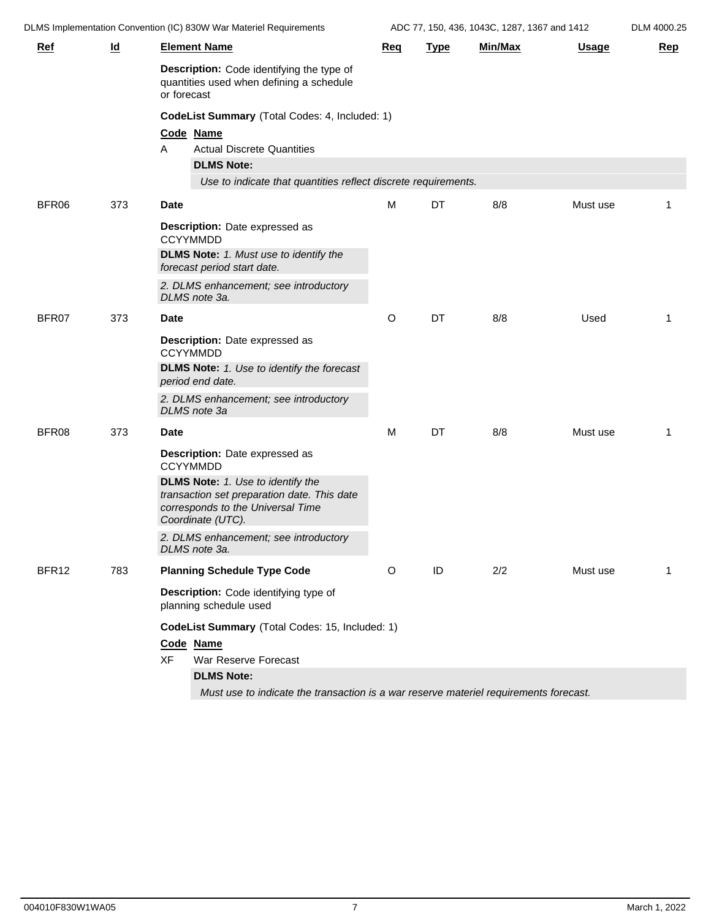| Ref | Id | Element Name | Req | Type | Min/Max | Usage | Rep |
|---|---|---|---|---|---|---|---|

**Description:** Code identifying the type of quantities used when defining a schedule or forecast

**CodeList Summary** (Total Codes: 4, Included: 1)

| Code | Name |
|---|---|
| A | Actual Discrete Quantities |

**DLMS Note:**

*Use to indicate that quantities reflect discrete requirements.*

| Ref | Id | Element Name | Req | Type | Min/Max | Usage | Rep |
|---|---|---|---|---|---|---|---|
| BFR06 | 373 | **Date** | M | DT | 8/8 | Must use | 1 |

**Description:** Date expressed as CCYYMMDD

**DLMS Note:** *1. Must use to identify the forecast period start date.*

*2. DLMS enhancement; see introductory DLMS note 3a.*

| Ref | Id | Element Name | Req | Type | Min/Max | Usage | Rep |
|---|---|---|---|---|---|---|---|
| BFR07 | 373 | **Date** | O | DT | 8/8 | Used | 1 |

**Description:** Date expressed as CCYYMMDD

**DLMS Note:** *1. Use to identify the forecast period end date.*

*2. DLMS enhancement; see introductory DLMS note 3a*

| Ref | Id | Element Name | Req | Type | Min/Max | Usage | Rep |
|---|---|---|---|---|---|---|---|
| BFR08 | 373 | **Date** | M | DT | 8/8 | Must use | 1 |

**Description:** Date expressed as CCYYMMDD

**DLMS Note:** *1. Use to identify the transaction set preparation date. This date corresponds to the Universal Time Coordinate (UTC).*

*2. DLMS enhancement; see introductory DLMS note 3a.*

| Ref | Id | Element Name | Req | Type | Min/Max | Usage | Rep |
|---|---|---|---|---|---|---|---|
| BFR12 | 783 | **Planning Schedule Type Code** | O | ID | 2/2 | Must use | 1 |

**Description:** Code identifying type of planning schedule used

**CodeList Summary** (Total Codes: 15, Included: 1)

| Code | Name |
|---|---|
| XF | War Reserve Forecast |

**DLMS Note:**

*Must use to indicate the transaction is a war reserve materiel requirements forecast.*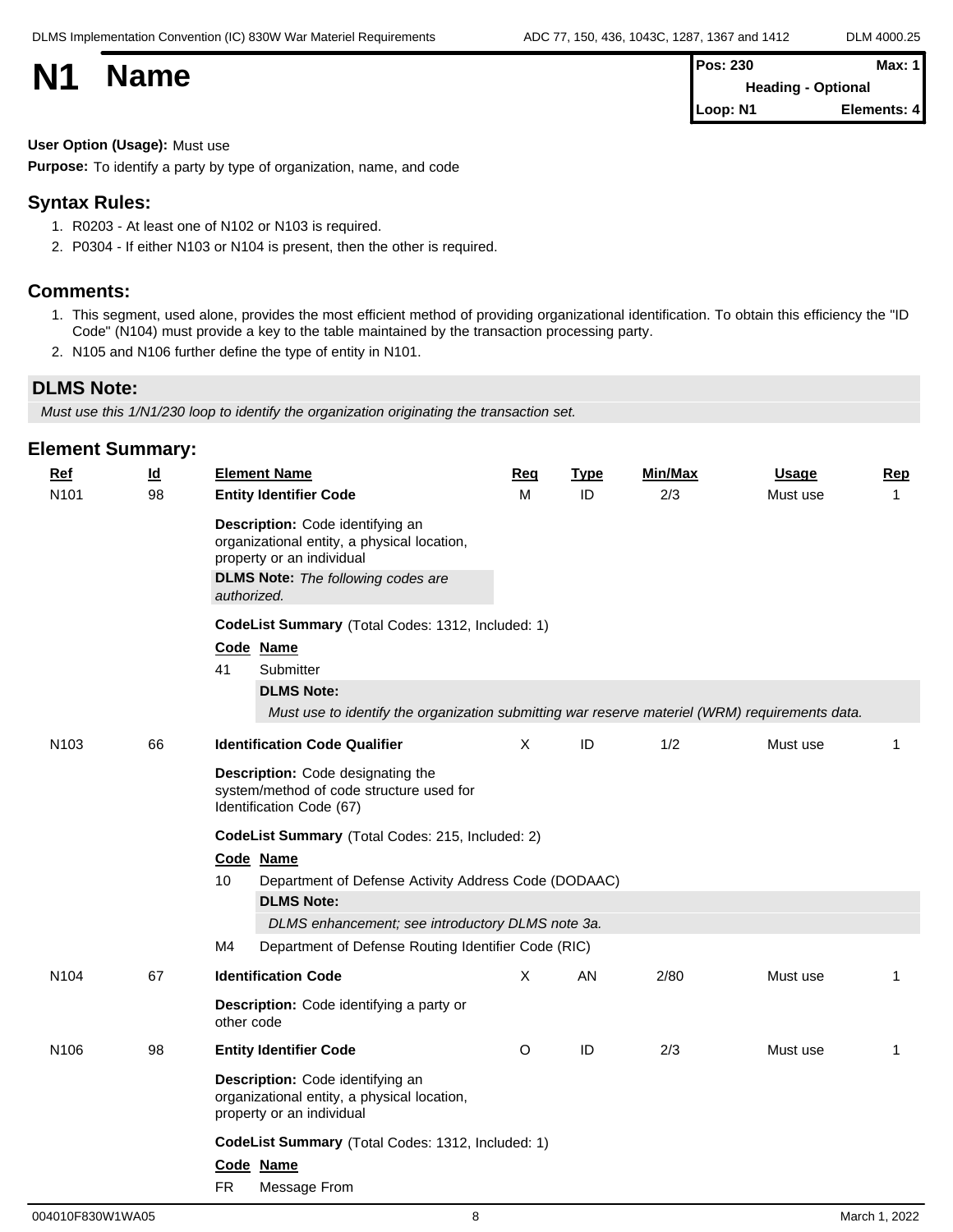# N1 Name

| Pos: 230 | Max: 1 |
| --- | --- |
| Heading - Optional | |
| Loop: N1 | Elements: 4 |

**User Option (Usage):** Must use

**Purpose:** To identify a party by type of organization, name, and code

## Syntax Rules:

1. R0203 - At least one of N102 or N103 is required.
2. P0304 - If either N103 or N104 is present, then the other is required.

## Comments:

1. This segment, used alone, provides the most efficient method of providing organizational identification. To obtain this efficiency the "ID Code" (N104) must provide a key to the table maintained by the transaction processing party.
2. N105 and N106 further define the type of entity in N101.

## DLMS Note:

*Must use this 1/N1/230 loop to identify the organization originating the transaction set.*

## Element Summary:

| Ref | Id | Element Name | Req | Type | Min/Max | Usage | Rep |
| --- | --- | --- | --- | --- | --- | --- | --- |
| N101 | 98 | **Entity Identifier Code** | M | ID | 2/3 | Must use | 1 |

**Description:** Code identifying an organizational entity, a physical location, property or an individual

**DLMS Note:** *The following codes are authorized.*

**CodeList Summary** (Total Codes: 1312, Included: 1)

| Code | Name |
| --- | --- |
| 41 | Submitter |

**DLMS Note:**
*Must use to identify the organization submitting war reserve materiel (WRM) requirements data.*

| Ref | Id | Element Name | Req | Type | Min/Max | Usage | Rep |
| --- | --- | --- | --- | --- | --- | --- | --- |
| N103 | 66 | **Identification Code Qualifier** | X | ID | 1/2 | Must use | 1 |

**Description:** Code designating the system/method of code structure used for Identification Code (67)

**CodeList Summary** (Total Codes: 215, Included: 2)

| Code | Name |
| --- | --- |
| 10 | Department of Defense Activity Address Code (DODAAC) |

**DLMS Note:**
*DLMS enhancement; see introductory DLMS note 3a.*

| Code | Name |
| --- | --- |
| M4 | Department of Defense Routing Identifier Code (RIC) |

| Ref | Id | Element Name | Req | Type | Min/Max | Usage | Rep |
| --- | --- | --- | --- | --- | --- | --- | --- |
| N104 | 67 | **Identification Code** | X | AN | 2/80 | Must use | 1 |

**Description:** Code identifying a party or other code

| Ref | Id | Element Name | Req | Type | Min/Max | Usage | Rep |
| --- | --- | --- | --- | --- | --- | --- | --- |
| N106 | 98 | **Entity Identifier Code** | O | ID | 2/3 | Must use | 1 |

**Description:** Code identifying an organizational entity, a physical location, property or an individual

**CodeList Summary** (Total Codes: 1312, Included: 1)

| Code | Name |
| --- | --- |
| FR | Message From |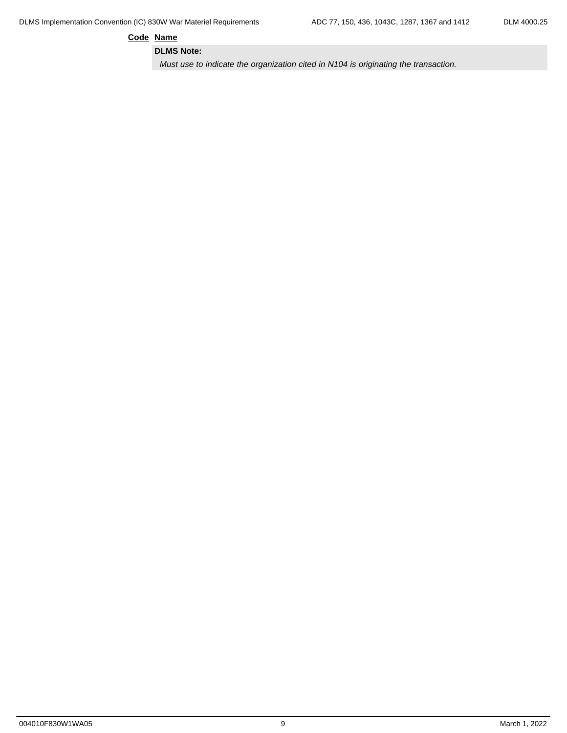**Code** **Name**

**DLMS Note:**

*Must use to indicate the organization cited in N104 is originating the transaction.*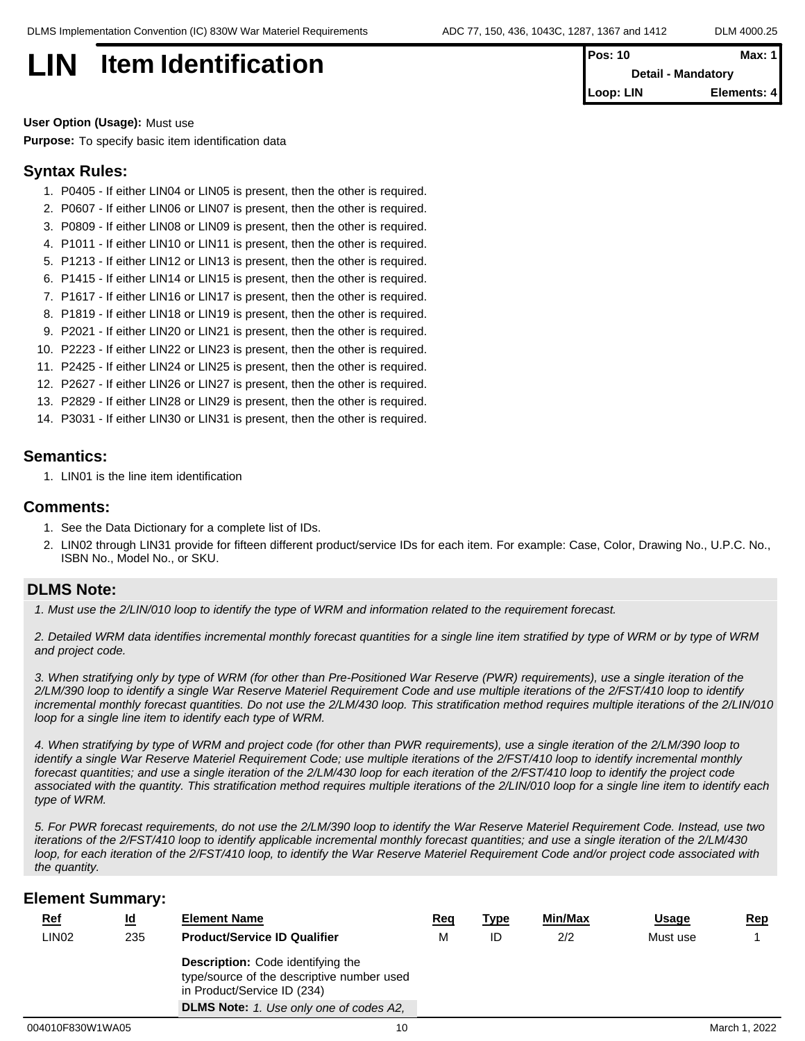# LIN Item Identification

| Pos: 10 | Max: 1 |
|---|---|
| Detail - Mandatory | |
| Loop: LIN | Elements: 4 |

**User Option (Usage):** Must use

**Purpose:** To specify basic item identification data

## Syntax Rules:

1. P0405 - If either LIN04 or LIN05 is present, then the other is required.
2. P0607 - If either LIN06 or LIN07 is present, then the other is required.
3. P0809 - If either LIN08 or LIN09 is present, then the other is required.
4. P1011 - If either LIN10 or LIN11 is present, then the other is required.
5. P1213 - If either LIN12 or LIN13 is present, then the other is required.
6. P1415 - If either LIN14 or LIN15 is present, then the other is required.
7. P1617 - If either LIN16 or LIN17 is present, then the other is required.
8. P1819 - If either LIN18 or LIN19 is present, then the other is required.
9. P2021 - If either LIN20 or LIN21 is present, then the other is required.
10. P2223 - If either LIN22 or LIN23 is present, then the other is required.
11. P2425 - If either LIN24 or LIN25 is present, then the other is required.
12. P2627 - If either LIN26 or LIN27 is present, then the other is required.
13. P2829 - If either LIN28 or LIN29 is present, then the other is required.
14. P3031 - If either LIN30 or LIN31 is present, then the other is required.

## Semantics:

1. LIN01 is the line item identification

## Comments:

1. See the Data Dictionary for a complete list of IDs.
2. LIN02 through LIN31 provide for fifteen different product/service IDs for each item. For example: Case, Color, Drawing No., U.P.C. No., ISBN No., Model No., or SKU.

## DLMS Note:

*1. Must use the 2/LIN/010 loop to identify the type of WRM and information related to the requirement forecast.*

*2. Detailed WRM data identifies incremental monthly forecast quantities for a single line item stratified by type of WRM or by type of WRM and project code.*

*3. When stratifying only by type of WRM (for other than Pre-Positioned War Reserve (PWR) requirements), use a single iteration of the 2/LM/390 loop to identify a single War Reserve Materiel Requirement Code and use multiple iterations of the 2/FST/410 loop to identify incremental monthly forecast quantities. Do not use the 2/LM/430 loop. This stratification method requires multiple iterations of the 2/LIN/010 loop for a single line item to identify each type of WRM.*

*4. When stratifying by type of WRM and project code (for other than PWR requirements), use a single iteration of the 2/LM/390 loop to identify a single War Reserve Materiel Requirement Code; use multiple iterations of the 2/FST/410 loop to identify incremental monthly forecast quantities; and use a single iteration of the 2/LM/430 loop for each iteration of the 2/FST/410 loop to identify the project code associated with the quantity. This stratification method requires multiple iterations of the 2/LIN/010 loop for a single line item to identify each type of WRM.*

*5. For PWR forecast requirements, do not use the 2/LM/390 loop to identify the War Reserve Materiel Requirement Code. Instead, use two iterations of the 2/FST/410 loop to identify applicable incremental monthly forecast quantities; and use a single iteration of the 2/LM/430 loop, for each iteration of the 2/FST/410 loop, to identify the War Reserve Materiel Requirement Code and/or project code associated with the quantity.*

## Element Summary:

| Ref | Id | Element Name | Req | Type | Min/Max | Usage | Rep |
|---|---|---|---|---|---|---|---|
| LIN02 | 235 | **Product/Service ID Qualifier** | M | ID | 2/2 | Must use | 1 |
| | | **Description:** Code identifying the type/source of the descriptive number used in Product/Service ID (234) | | | | | |
| | | **DLMS Note:** *1. Use only one of codes A2,* | | | | | |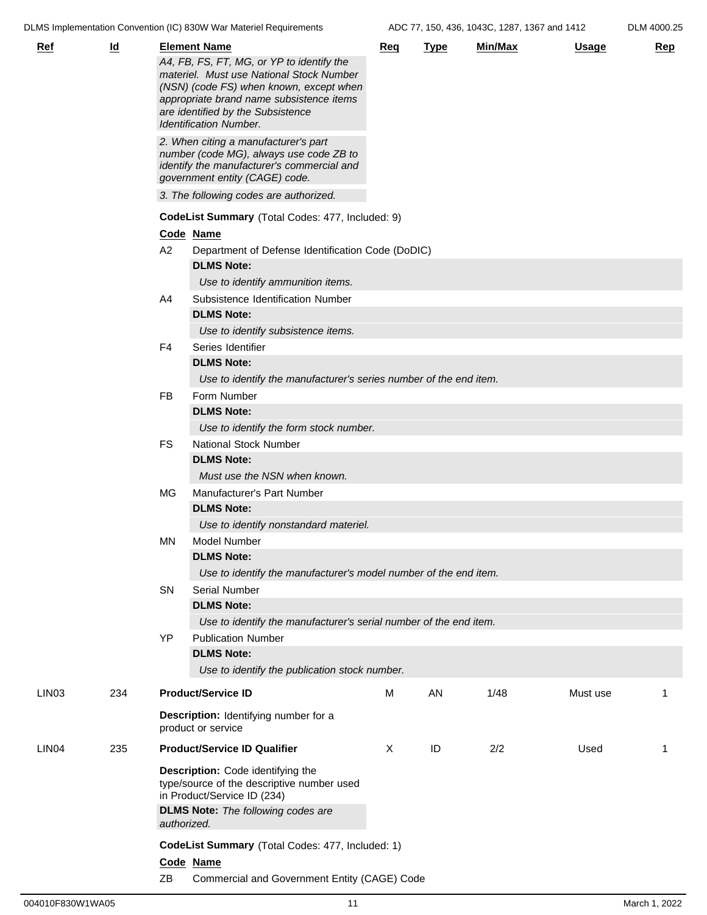| Ref | Id | Element Name | Req | Type | Min/Max | Usage | Rep |
|---|---|---|---|---|---|---|---|

*A4, FB, FS, FT, MG, or YP to identify the materiel. Must use National Stock Number (NSN) (code FS) when known, except when appropriate brand name subsistence items are identified by the Subsistence Identification Number.*

*2. When citing a manufacturer's part number (code MG), always use code ZB to identify the manufacturer's commercial and government entity (CAGE) code.*

*3. The following codes are authorized.*

**CodeList Summary** (Total Codes: 477, Included: 9)

| Code | Name |
|---|---|
| A2 | Department of Defense Identification Code (DoDIC)<br>**DLMS Note:**<br>*Use to identify ammunition items.* |
| A4 | Subsistence Identification Number<br>**DLMS Note:**<br>*Use to identify subsistence items.* |
| F4 | Series Identifier<br>**DLMS Note:**<br>*Use to identify the manufacturer's series number of the end item.* |
| FB | Form Number<br>**DLMS Note:**<br>*Use to identify the form stock number.* |
| FS | National Stock Number<br>**DLMS Note:**<br>*Must use the NSN when known.* |
| MG | Manufacturer's Part Number<br>**DLMS Note:**<br>*Use to identify nonstandard materiel.* |
| MN | Model Number<br>**DLMS Note:**<br>*Use to identify the manufacturer's model number of the end item.* |
| SN | Serial Number<br>**DLMS Note:**<br>*Use to identify the manufacturer's serial number of the end item.* |
| YP | Publication Number<br>**DLMS Note:**<br>*Use to identify the publication stock number.* |

| Ref | Id | Element Name | Req | Type | Min/Max | Usage | Rep |
|---|---|---|---|---|---|---|---|
| LIN03 | 234 | **Product/Service ID**<br>**Description:** Identifying number for a product or service | M | AN | 1/48 | Must use | 1 |
| LIN04 | 235 | **Product/Service ID Qualifier**<br>**Description:** Code identifying the type/source of the descriptive number used in Product/Service ID (234)<br>**DLMS Note:** *The following codes are authorized.* | X | ID | 2/2 | Used | 1 |

**CodeList Summary** (Total Codes: 477, Included: 1)

| Code | Name |
|---|---|
| ZB | Commercial and Government Entity (CAGE) Code |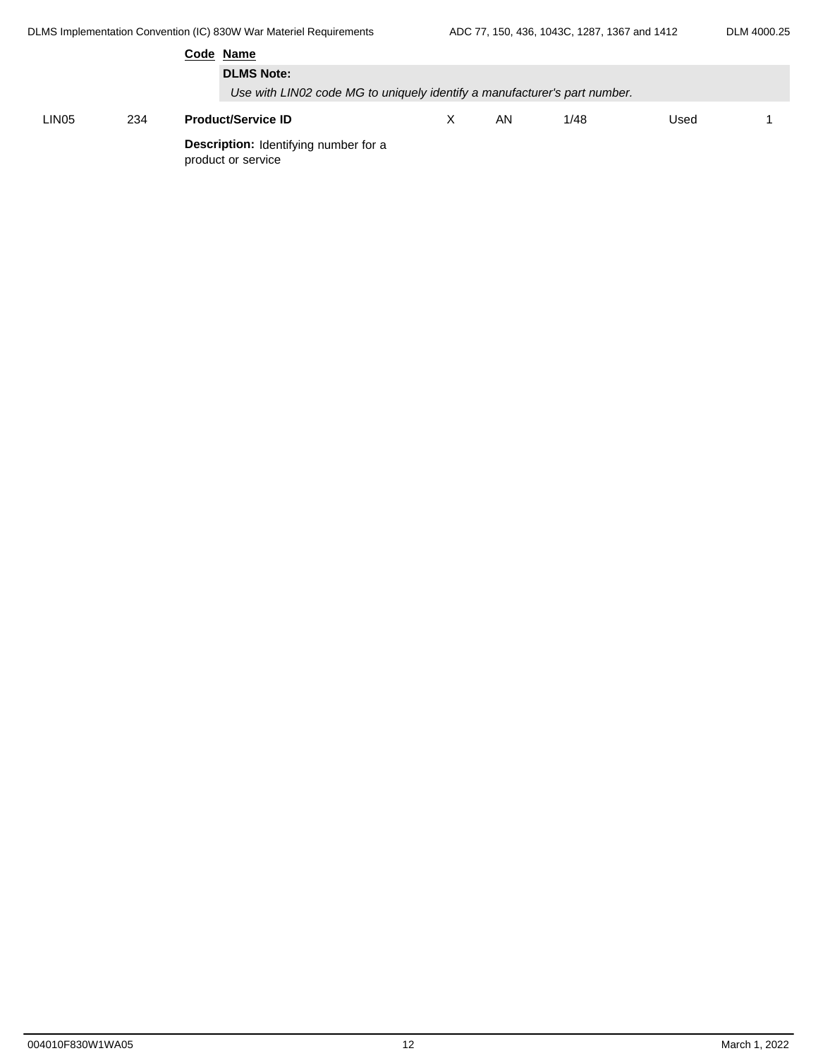**Code** **Name**

**DLMS Note:**

*Use with LIN02 code MG to uniquely identify a manufacturer's part number.*

| | | | | | | | |
|---|---|---|---|---|---|---|---|
| LIN05 | 234 | **Product/Service ID** | X | AN | 1/48 | Used | 1 |

**Description:** Identifying number for a product or service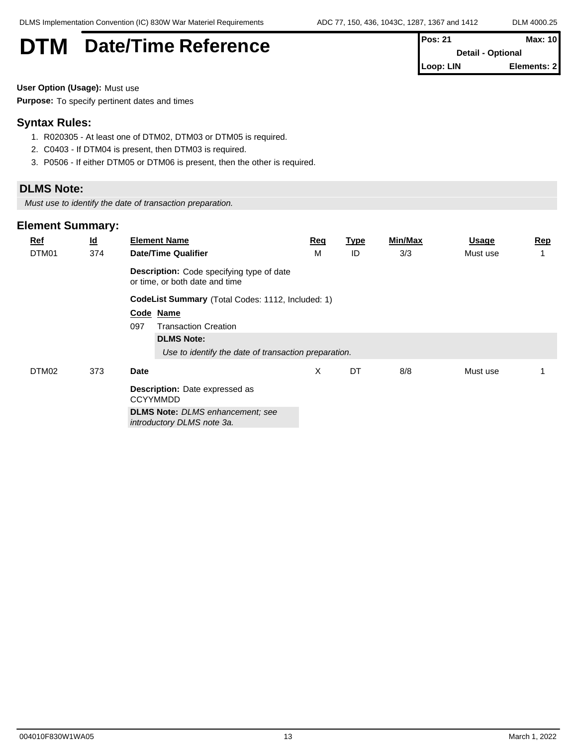# DTM Date/Time Reference

| Pos: 21 | Max: 10 |
|---|---|
| Detail - Optional | |
| Loop: LIN | Elements: 2 |

**User Option (Usage):** Must use

**Purpose:** To specify pertinent dates and times

## Syntax Rules:

1. R020305 - At least one of DTM02, DTM03 or DTM05 is required.
2. C0403 - If DTM04 is present, then DTM03 is required.
3. P0506 - If either DTM05 or DTM06 is present, then the other is required.

## DLMS Note:

*Must use to identify the date of transaction preparation.*

## Element Summary:

| Ref | Id | Element Name | Req | Type | Min/Max | Usage | Rep |
|---|---|---|---|---|---|---|---|
| DTM01 | 374 | **Date/Time Qualifier** | M | ID | 3/3 | Must use | 1 |
| DTM02 | 373 | **Date** | X | DT | 8/8 | Must use | 1 |

**DTM01**

**Description:** Code specifying type of date or time, or both date and time

**CodeList Summary** (Total Codes: 1112, Included: 1)

| Code | Name |
|---|---|
| 097 | Transaction Creation |

**DLMS Note:**

*Use to identify the date of transaction preparation.*

**DTM02**

**Description:** Date expressed as CCYYMMDD

**DLMS Note:** *DLMS enhancement; see introductory DLMS note 3a.*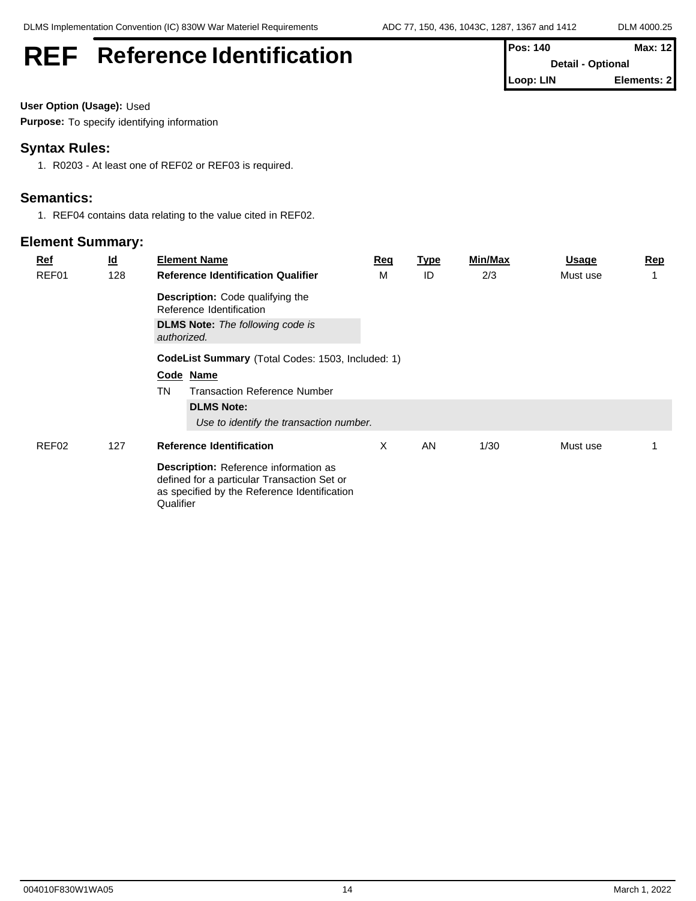# REF Reference Identification

| Pos: 140 | Max: 12 |
|---|---|
| Detail - Optional | |
| Loop: LIN | Elements: 2 |

**User Option (Usage):** Used

**Purpose:** To specify identifying information

## Syntax Rules:

1. R0203 - At least one of REF02 or REF03 is required.

## Semantics:

1. REF04 contains data relating to the value cited in REF02.

## Element Summary:

| Ref | Id | Element Name | Req | Type | Min/Max | Usage | Rep |
|---|---|---|---|---|---|---|---|
| REF01 | 128 | **Reference Identification Qualifier** | M | ID | 2/3 | Must use | 1 |
| REF02 | 127 | **Reference Identification** | X | AN | 1/30 | Must use | 1 |

**REF01**

**Description:** Code qualifying the Reference Identification

**DLMS Note:** *The following code is authorized.*

**CodeList Summary** (Total Codes: 1503, Included: 1)

| Code | Name |
|---|---|
| TN | Transaction Reference Number |

**DLMS Note:**

*Use to identify the transaction number.*

**REF02**

**Description:** Reference information as defined for a particular Transaction Set or as specified by the Reference Identification Qualifier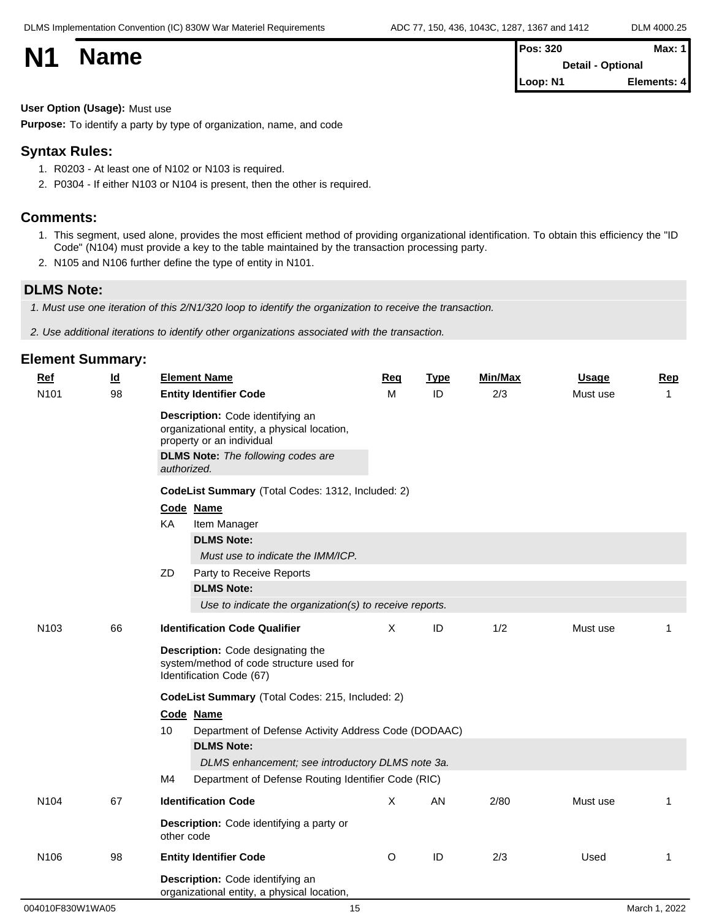# N1 Name

| Pos: 320 | Max: 1 |
|---|---|
| Detail - Optional | |
| Loop: N1 | Elements: 4 |

**User Option (Usage):** Must use

**Purpose:** To identify a party by type of organization, name, and code

## Syntax Rules:

1. R0203 - At least one of N102 or N103 is required.
2. P0304 - If either N103 or N104 is present, then the other is required.

## Comments:

1. This segment, used alone, provides the most efficient method of providing organizational identification. To obtain this efficiency the "ID Code" (N104) must provide a key to the table maintained by the transaction processing party.
2. N105 and N106 further define the type of entity in N101.

## DLMS Note:

*1. Must use one iteration of this 2/N1/320 loop to identify the organization to receive the transaction.*

*2. Use additional iterations to identify other organizations associated with the transaction.*

## Element Summary:

| Ref | Id | Element Name | Req | Type | Min/Max | Usage | Rep |
|---|---|---|---|---|---|---|---|
| N101 | 98 | **Entity Identifier Code** | M | ID | 2/3 | Must use | 1 |

**Description:** Code identifying an organizational entity, a physical location, property or an individual

**DLMS Note:** *The following codes are authorized.*

**CodeList Summary** (Total Codes: 1312, Included: 2)

| Code | Name |
|---|---|
| KA | Item Manager |
| | **DLMS Note:** *Must use to indicate the IMM/ICP.* |
| ZD | Party to Receive Reports |
| | **DLMS Note:** *Use to indicate the organization(s) to receive reports.* |

| Ref | Id | Element Name | Req | Type | Min/Max | Usage | Rep |
|---|---|---|---|---|---|---|---|
| N103 | 66 | **Identification Code Qualifier** | X | ID | 1/2 | Must use | 1 |

**Description:** Code designating the system/method of code structure used for Identification Code (67)

**CodeList Summary** (Total Codes: 215, Included: 2)

| Code | Name |
|---|---|
| 10 | Department of Defense Activity Address Code (DODAAC) |
| | **DLMS Note:** *DLMS enhancement; see introductory DLMS note 3a.* |
| M4 | Department of Defense Routing Identifier Code (RIC) |

| Ref | Id | Element Name | Req | Type | Min/Max | Usage | Rep |
|---|---|---|---|---|---|---|---|
| N104 | 67 | **Identification Code** | X | AN | 2/80 | Must use | 1 |

**Description:** Code identifying a party or other code

| Ref | Id | Element Name | Req | Type | Min/Max | Usage | Rep |
|---|---|---|---|---|---|---|---|
| N106 | 98 | **Entity Identifier Code** | O | ID | 2/3 | Used | 1 |

**Description:** Code identifying an organizational entity, a physical location,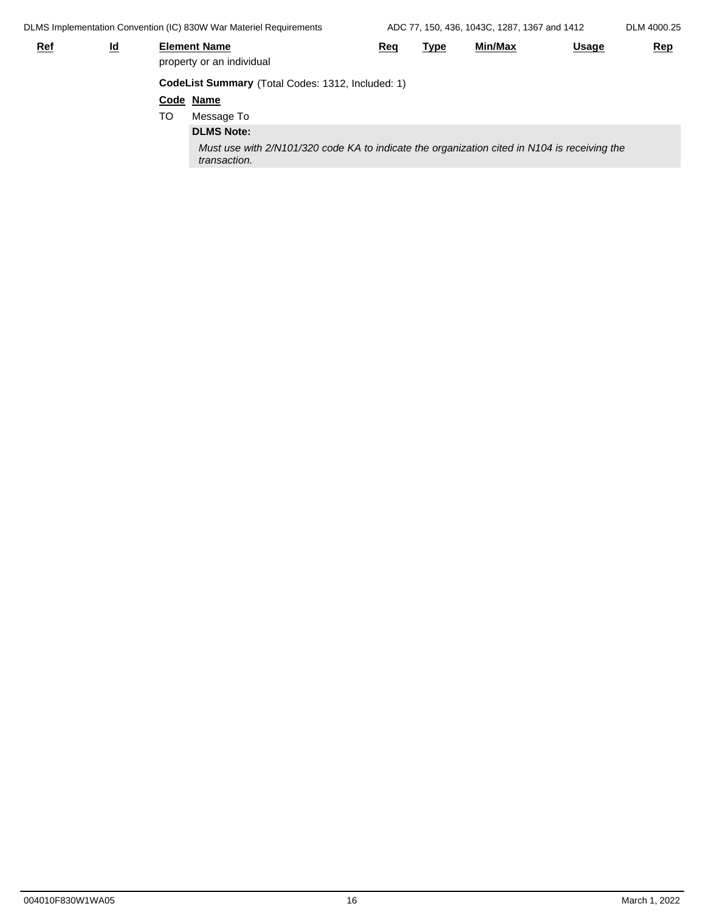| Ref | Id | Element Name | Req | Type | Min/Max | Usage | Rep |
|---|---|---|---|---|---|---|---|
| | | property or an individual | | | | | |

**CodeList Summary** (Total Codes: 1312, Included: 1)

| Code | Name |
|---|---|
| TO | Message To |

**DLMS Note:**

*Must use with 2/N101/320 code KA to indicate the organization cited in N104 is receiving the transaction.*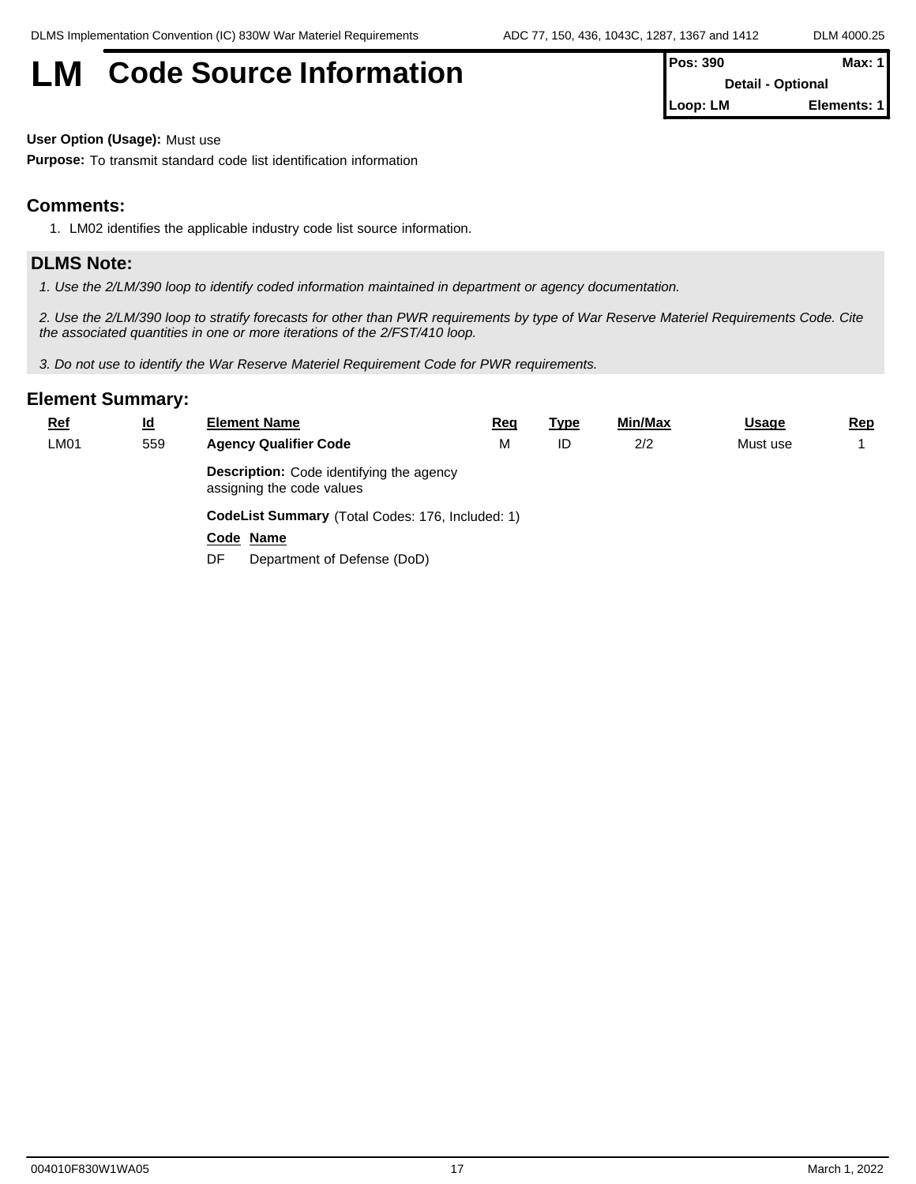# LM Code Source Information

| Pos: 390 | Max: 1 |
|---|---|
| Detail - Optional | |
| Loop: LM | Elements: 1 |

**User Option (Usage):** Must use

**Purpose:** To transmit standard code list identification information

## Comments:

1. LM02 identifies the applicable industry code list source information.

## DLMS Note:

*1. Use the 2/LM/390 loop to identify coded information maintained in department or agency documentation.*

*2. Use the 2/LM/390 loop to stratify forecasts for other than PWR requirements by type of War Reserve Materiel Requirements Code. Cite the associated quantities in one or more iterations of the 2/FST/410 loop.*

*3. Do not use to identify the War Reserve Materiel Requirement Code for PWR requirements.*

## Element Summary:

| Ref | Id | Element Name | Req | Type | Min/Max | Usage | Rep |
|---|---|---|---|---|---|---|---|
| LM01 | 559 | **Agency Qualifier Code** | M | ID | 2/2 | Must use | 1 |

**Description:** Code identifying the agency assigning the code values

**CodeList Summary** (Total Codes: 176, Included: 1)

| Code | Name |
|---|---|
| DF | Department of Defense (DoD) |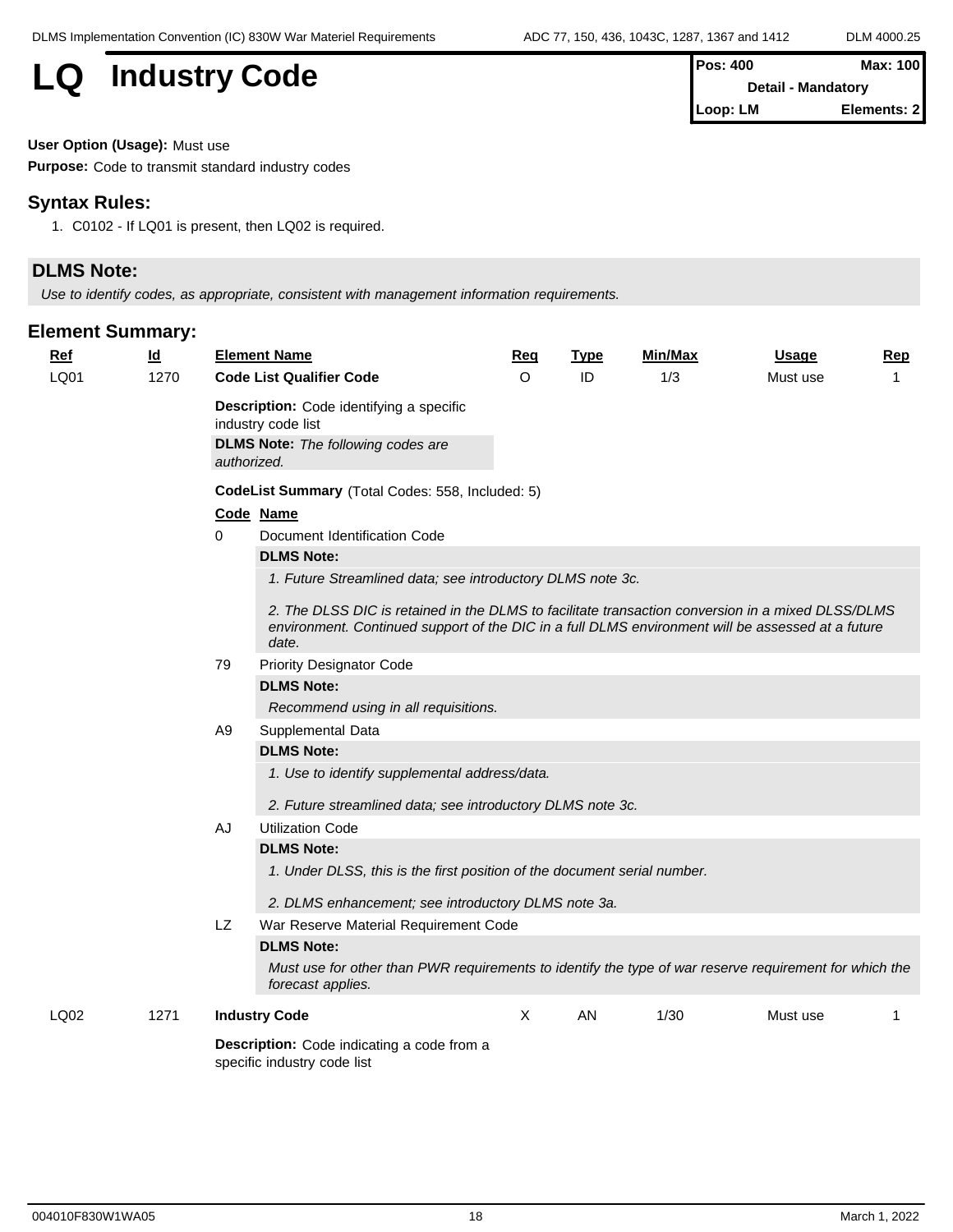# LQ Industry Code

| Pos: 400 | Max: 100 |
|---|---|
| Detail - Mandatory | |
| Loop: LM | Elements: 2 |

**User Option (Usage):** Must use

**Purpose:** Code to transmit standard industry codes

## Syntax Rules:

1. C0102 - If LQ01 is present, then LQ02 is required.

## DLMS Note:

*Use to identify codes, as appropriate, consistent with management information requirements.*

## Element Summary:

| Ref | Id | Element Name | Req | Type | Min/Max | Usage | Rep |
|---|---|---|---|---|---|---|---|
| LQ01 | 1270 | **Code List Qualifier Code** | O | ID | 1/3 | Must use | 1 |

**Description:** Code identifying a specific industry code list

**DLMS Note:** *The following codes are authorized.*

**CodeList Summary** (Total Codes: 558, Included: 5)

| Code | Name |
|---|---|
| 0 | Document Identification Code |
| 79 | Priority Designator Code |
| A9 | Supplemental Data |
| AJ | Utilization Code |
| LZ | War Reserve Material Requirement Code |

**0 - Document Identification Code**

**DLMS Note:**

*1. Future Streamlined data; see introductory DLMS note 3c.*

*2. The DLSS DIC is retained in the DLMS to facilitate transaction conversion in a mixed DLSS/DLMS environment. Continued support of the DIC in a full DLMS environment will be assessed at a future date.*

**79 - Priority Designator Code**

**DLMS Note:**

*Recommend using in all requisitions.*

**A9 - Supplemental Data**

**DLMS Note:**

*1. Use to identify supplemental address/data.*

*2. Future streamlined data; see introductory DLMS note 3c.*

**AJ - Utilization Code**

**DLMS Note:**

*1. Under DLSS, this is the first position of the document serial number.*

*2. DLMS enhancement; see introductory DLMS note 3a.*

**LZ - War Reserve Material Requirement Code**

**DLMS Note:**

*Must use for other than PWR requirements to identify the type of war reserve requirement for which the forecast applies.*

| Ref | Id | Element Name | Req | Type | Min/Max | Usage | Rep |
|---|---|---|---|---|---|---|---|
| LQ02 | 1271 | **Industry Code** | X | AN | 1/30 | Must use | 1 |

**Description:** Code indicating a code from a specific industry code list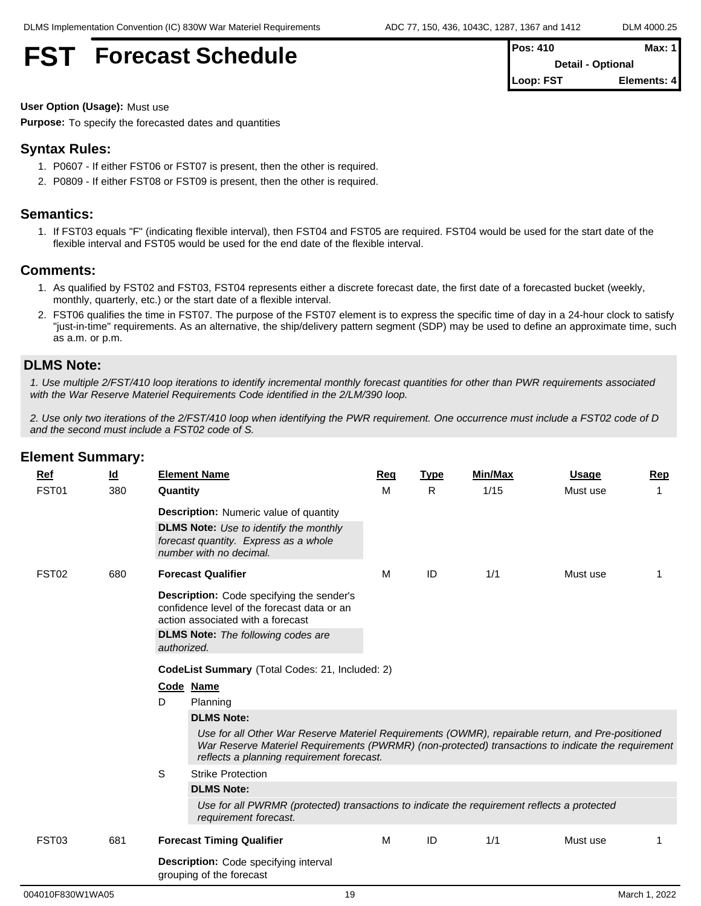# FST Forecast Schedule

| Pos: 410 | Max: 1 |
|---|---|
| Detail - Optional | |
| Loop: FST | Elements: 4 |

**User Option (Usage):** Must use

**Purpose:** To specify the forecasted dates and quantities

## Syntax Rules:

1. P0607 - If either FST06 or FST07 is present, then the other is required.
2. P0809 - If either FST08 or FST09 is present, then the other is required.

## Semantics:

1. If FST03 equals "F" (indicating flexible interval), then FST04 and FST05 are required. FST04 would be used for the start date of the flexible interval and FST05 would be used for the end date of the flexible interval.

## Comments:

1. As qualified by FST02 and FST03, FST04 represents either a discrete forecast date, the first date of a forecasted bucket (weekly, monthly, quarterly, etc.) or the start date of a flexible interval.
2. FST06 qualifies the time in FST07. The purpose of the FST07 element is to express the specific time of day in a 24-hour clock to satisfy "just-in-time" requirements. As an alternative, the ship/delivery pattern segment (SDP) may be used to define an approximate time, such as a.m. or p.m.

## DLMS Note:

*1. Use multiple 2/FST/410 loop iterations to identify incremental monthly forecast quantities for other than PWR requirements associated with the War Reserve Materiel Requirements Code identified in the 2/LM/390 loop.*

*2. Use only two iterations of the 2/FST/410 loop when identifying the PWR requirement. One occurrence must include a FST02 code of D and the second must include a FST02 code of S.*

## Element Summary:

| Ref | Id | Element Name | Req | Type | Min/Max | Usage | Rep |
|---|---|---|---|---|---|---|---|
| FST01 | 380 | **Quantity** | M | R | 1/15 | Must use | 1 |
| FST02 | 680 | **Forecast Qualifier** | M | ID | 1/1 | Must use | 1 |
| FST03 | 681 | **Forecast Timing Qualifier** | M | ID | 1/1 | Must use | 1 |

**FST01 – Quantity**

**Description:** Numeric value of quantity

**DLMS Note:** *Use to identify the monthly forecast quantity. Express as a whole number with no decimal.*

**FST02 – Forecast Qualifier**

**Description:** Code specifying the sender's confidence level of the forecast data or an action associated with a forecast

**DLMS Note:** *The following codes are authorized.*

**CodeList Summary** (Total Codes: 21, Included: 2)

| Code | Name |
|---|---|
| D | Planning |
| | **DLMS Note:** *Use for all Other War Reserve Materiel Requirements (OWMR), repairable return, and Pre-positioned War Reserve Materiel Requirements (PWRMR) (non-protected) transactions to indicate the requirement reflects a planning requirement forecast.* |
| S | Strike Protection |
| | **DLMS Note:** *Use for all PWRMR (protected) transactions to indicate the requirement reflects a protected requirement forecast.* |

**FST03 – Forecast Timing Qualifier**

**Description:** Code specifying interval grouping of the forecast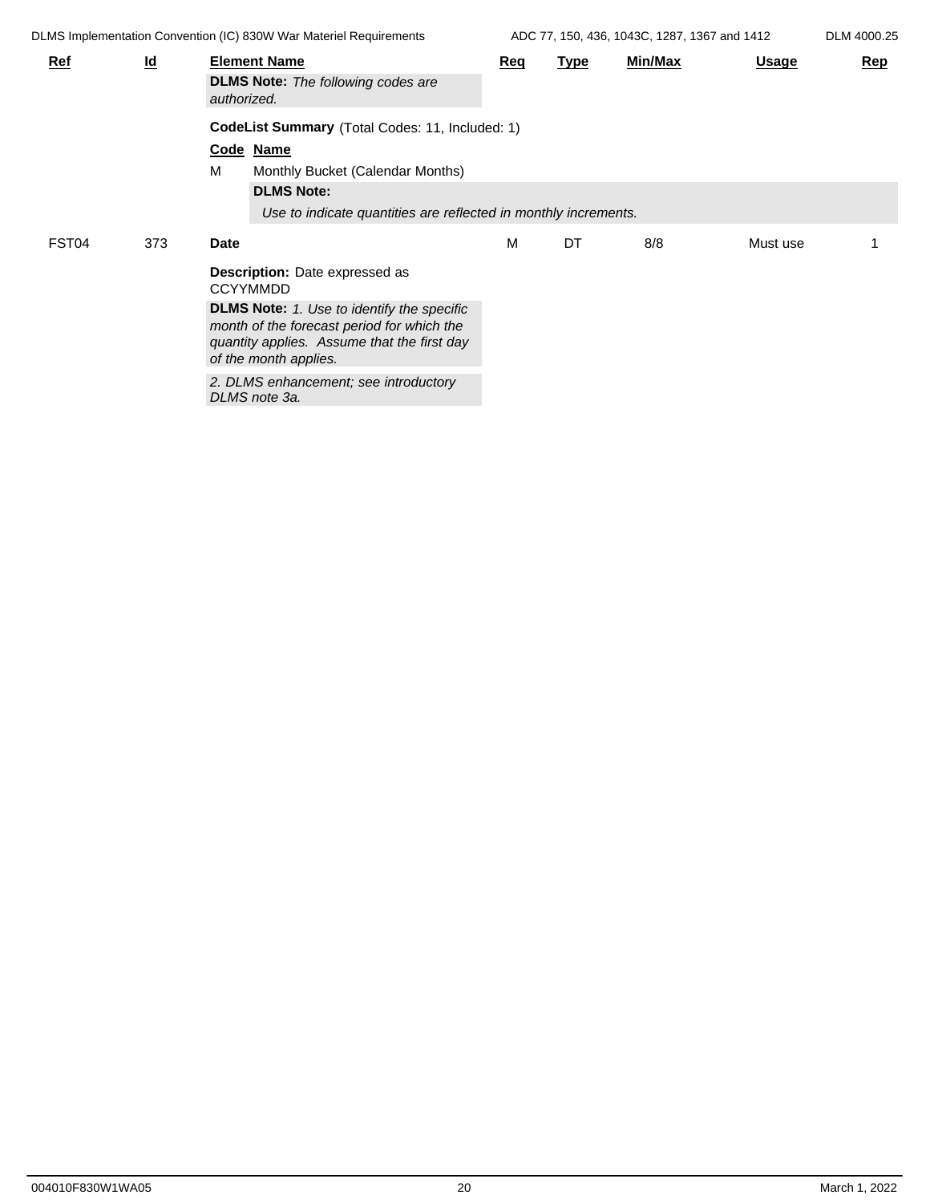| Ref | Id | Element Name | Req | Type | Min/Max | Usage | Rep |
|---|---|---|---|---|---|---|---|
| | | **DLMS Note:** *The following codes are authorized.* | | | | | |

**CodeList Summary** (Total Codes: 11, Included: 1)

| Code | Name |
|---|---|
| M | Monthly Bucket (Calendar Months) |

**DLMS Note:**

*Use to indicate quantities are reflected in monthly increments.*

| Ref | Id | Element Name | Req | Type | Min/Max | Usage | Rep |
|---|---|---|---|---|---|---|---|
| FST04 | 373 | **Date** | M | DT | 8/8 | Must use | 1 |

**Description:** Date expressed as CCYYMMDD

**DLMS Note:** *1. Use to identify the specific month of the forecast period for which the quantity applies. Assume that the first day of the month applies.*

*2. DLMS enhancement; see introductory DLMS note 3a.*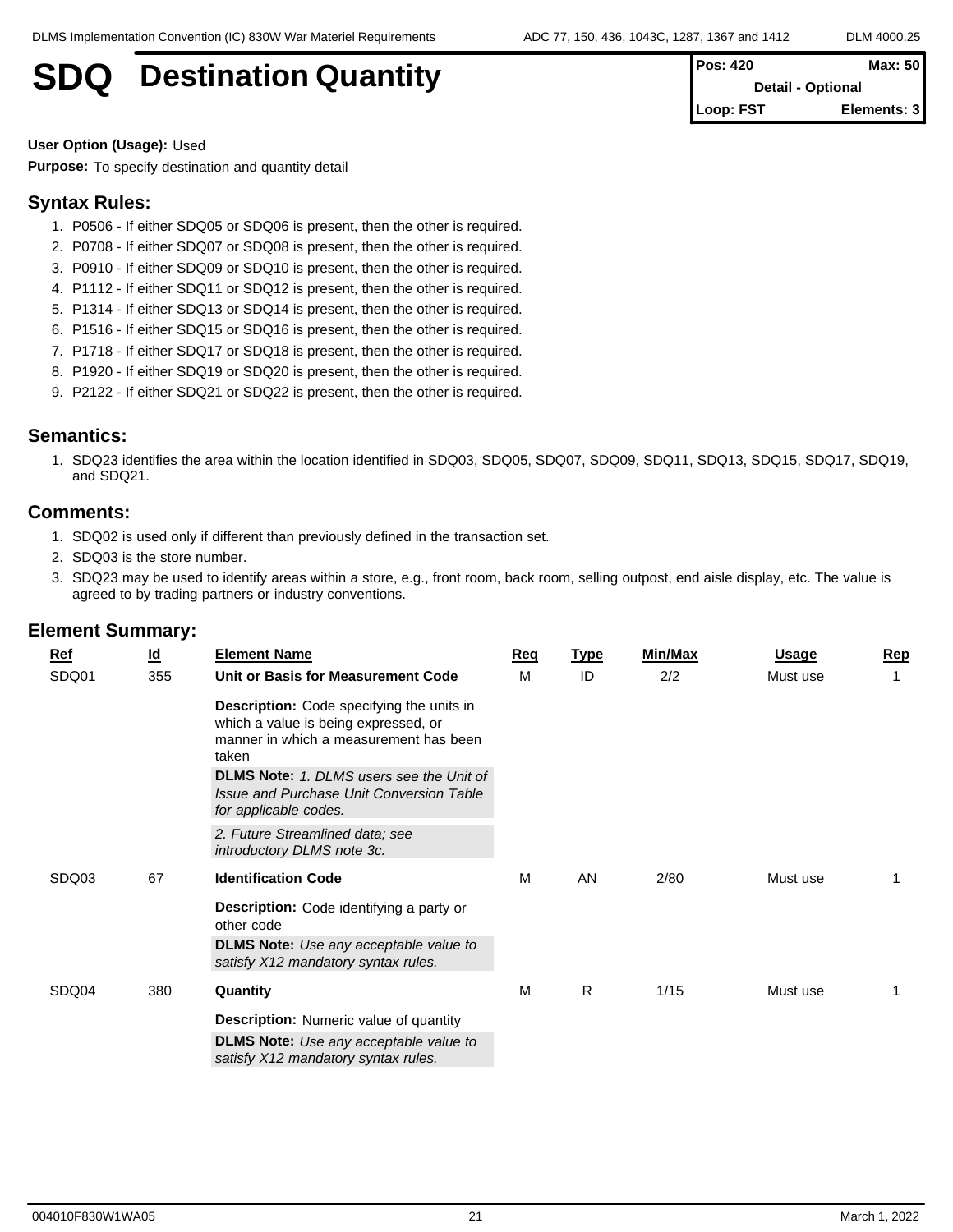# SDQ Destination Quantity

| Pos: 420 | Max: 50 |
|---|---|
| Detail - Optional | |
| Loop: FST | Elements: 3 |

**User Option (Usage):** Used

**Purpose:** To specify destination and quantity detail

## Syntax Rules:

1. P0506 - If either SDQ05 or SDQ06 is present, then the other is required.
2. P0708 - If either SDQ07 or SDQ08 is present, then the other is required.
3. P0910 - If either SDQ09 or SDQ10 is present, then the other is required.
4. P1112 - If either SDQ11 or SDQ12 is present, then the other is required.
5. P1314 - If either SDQ13 or SDQ14 is present, then the other is required.
6. P1516 - If either SDQ15 or SDQ16 is present, then the other is required.
7. P1718 - If either SDQ17 or SDQ18 is present, then the other is required.
8. P1920 - If either SDQ19 or SDQ20 is present, then the other is required.
9. P2122 - If either SDQ21 or SDQ22 is present, then the other is required.

## Semantics:

1. SDQ23 identifies the area within the location identified in SDQ03, SDQ05, SDQ07, SDQ09, SDQ11, SDQ13, SDQ15, SDQ17, SDQ19, and SDQ21.

## Comments:

1. SDQ02 is used only if different than previously defined in the transaction set.
2. SDQ03 is the store number.
3. SDQ23 may be used to identify areas within a store, e.g., front room, back room, selling outpost, end aisle display, etc. The value is agreed to by trading partners or industry conventions.

## Element Summary:

| Ref | Id | Element Name | Req | Type | Min/Max | Usage | Rep |
|---|---|---|---|---|---|---|---|
| SDQ01 | 355 | **Unit or Basis for Measurement Code**<br>**Description:** Code specifying the units in which a value is being expressed, or manner in which a measurement has been taken<br>**DLMS Note:** *1. DLMS users see the Unit of Issue and Purchase Unit Conversion Table for applicable codes.*<br>*2. Future Streamlined data; see introductory DLMS note 3c.* | M | ID | 2/2 | Must use | 1 |
| SDQ03 | 67 | **Identification Code**<br>**Description:** Code identifying a party or other code<br>**DLMS Note:** *Use any acceptable value to satisfy X12 mandatory syntax rules.* | M | AN | 2/80 | Must use | 1 |
| SDQ04 | 380 | **Quantity**<br>**Description:** Numeric value of quantity<br>**DLMS Note:** *Use any acceptable value to satisfy X12 mandatory syntax rules.* | M | R | 1/15 | Must use | 1 |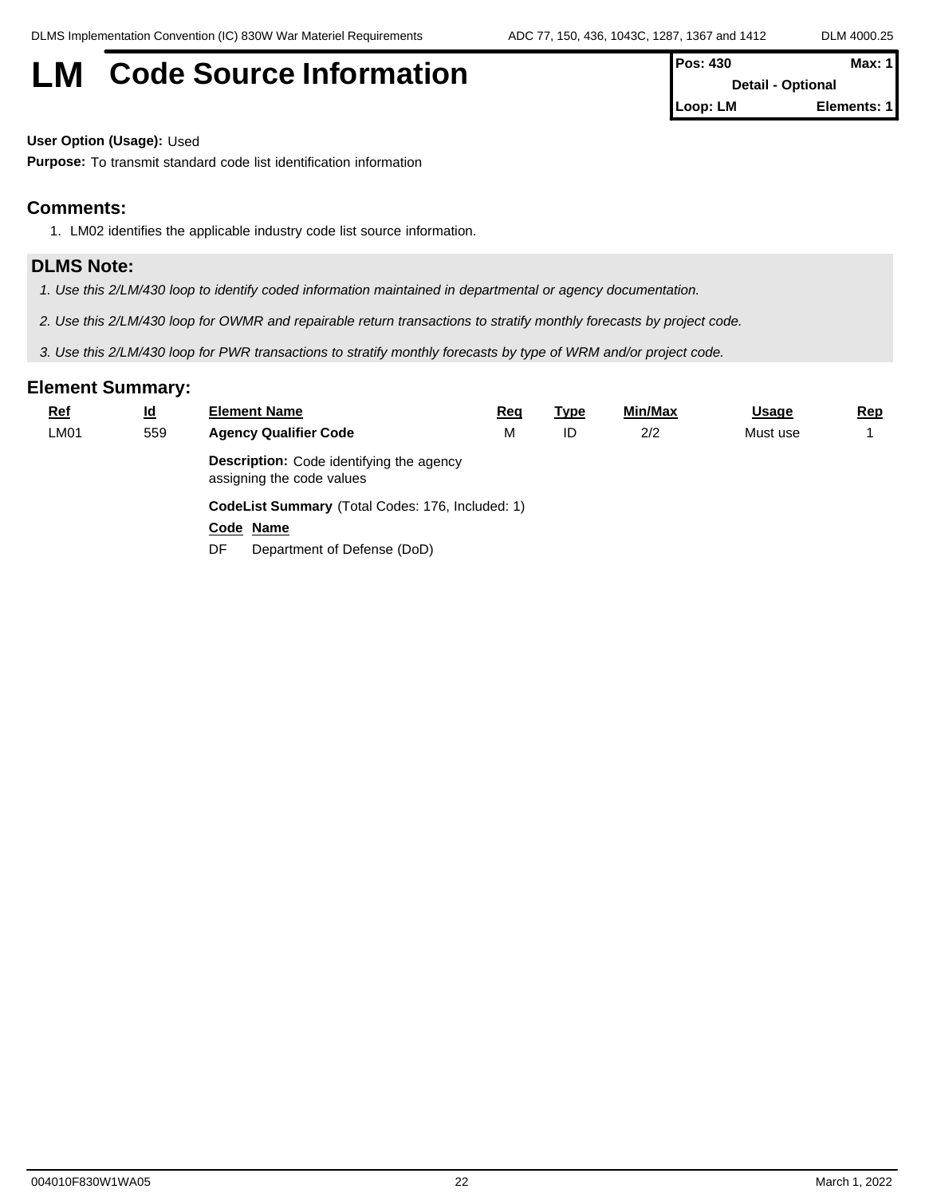# LM Code Source Information

| Pos: 430 | Max: 1 |
|---|---|
| Detail - Optional | |
| Loop: LM | Elements: 1 |

**User Option (Usage):** Used

**Purpose:** To transmit standard code list identification information

## Comments:

1. LM02 identifies the applicable industry code list source information.

## DLMS Note:

*1. Use this 2/LM/430 loop to identify coded information maintained in departmental or agency documentation.*

*2. Use this 2/LM/430 loop for OWMR and repairable return transactions to stratify monthly forecasts by project code.*

*3. Use this 2/LM/430 loop for PWR transactions to stratify monthly forecasts by type of WRM and/or project code.*

## Element Summary:

| Ref | Id | Element Name | Req | Type | Min/Max | Usage | Rep |
|---|---|---|---|---|---|---|---|
| LM01 | 559 | **Agency Qualifier Code** | M | ID | 2/2 | Must use | 1 |

**Description:** Code identifying the agency assigning the code values

**CodeList Summary** (Total Codes: 176, Included: 1)

| Code | Name |
|---|---|
| DF | Department of Defense (DoD) |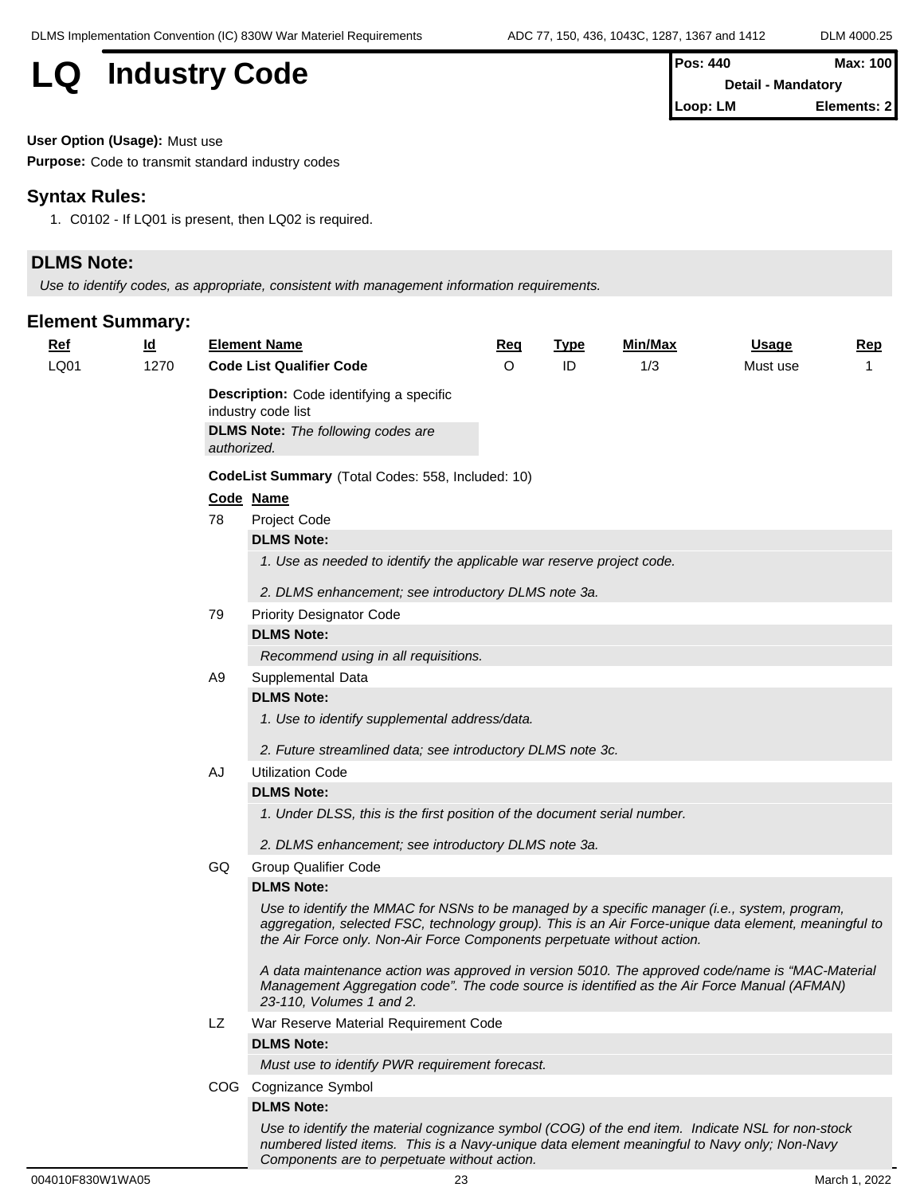# LQ Industry Code

| Pos: 440 | Max: 100 |
|---|---|
| Detail - Mandatory | |
| Loop: LM | Elements: 2 |

**User Option (Usage):** Must use

**Purpose:** Code to transmit standard industry codes

## Syntax Rules:

1. C0102 - If LQ01 is present, then LQ02 is required.

## DLMS Note:

*Use to identify codes, as appropriate, consistent with management information requirements.*

## Element Summary:

| Ref | Id | Element Name | Req | Type | Min/Max | Usage | Rep |
|---|---|---|---|---|---|---|---|
| LQ01 | 1270 | **Code List Qualifier Code** | O | ID | 1/3 | Must use | 1 |

**Description:** Code identifying a specific industry code list

**DLMS Note:** *The following codes are authorized.*

**CodeList Summary** (Total Codes: 558, Included: 10)

| Code | Name |
|---|---|
| 78 | Project Code |
| 79 | Priority Designator Code |
| A9 | Supplemental Data |
| AJ | Utilization Code |
| GQ | Group Qualifier Code |
| LZ | War Reserve Material Requirement Code |
| COG | Cognizance Symbol |

**78 - Project Code**

**DLMS Note:**

*1. Use as needed to identify the applicable war reserve project code.*

*2. DLMS enhancement; see introductory DLMS note 3a.*

**79 - Priority Designator Code**

**DLMS Note:**

*Recommend using in all requisitions.*

**A9 - Supplemental Data**

**DLMS Note:**

*1. Use to identify supplemental address/data.*

*2. Future streamlined data; see introductory DLMS note 3c.*

**AJ - Utilization Code**

**DLMS Note:**

*1. Under DLSS, this is the first position of the document serial number.*

*2. DLMS enhancement; see introductory DLMS note 3a.*

**GQ - Group Qualifier Code**

**DLMS Note:**

*Use to identify the MMAC for NSNs to be managed by a specific manager (i.e., system, program, aggregation, selected FSC, technology group). This is an Air Force-unique data element, meaningful to the Air Force only. Non-Air Force Components perpetuate without action.*

*A data maintenance action was approved in version 5010. The approved code/name is "MAC-Material Management Aggregation code". The code source is identified as the Air Force Manual (AFMAN) 23-110, Volumes 1 and 2.*

**LZ - War Reserve Material Requirement Code**

**DLMS Note:**

*Must use to identify PWR requirement forecast.*

**COG - Cognizance Symbol**

**DLMS Note:**

*Use to identify the material cognizance symbol (COG) of the end item. Indicate NSL for non-stock numbered listed items. This is a Navy-unique data element meaningful to Navy only; Non-Navy Components are to perpetuate without action.*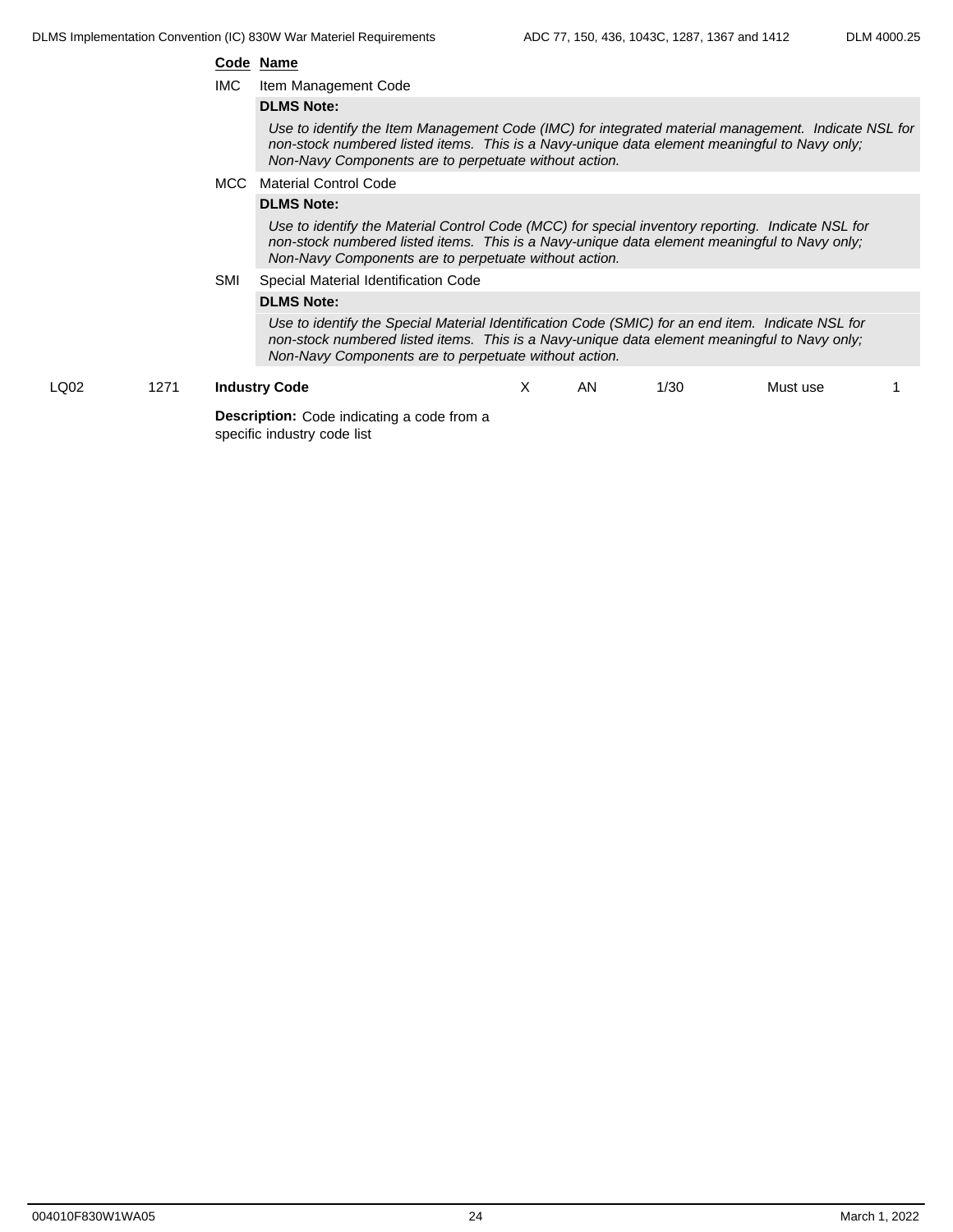**Code** **Name**

IMC Item Management Code

**DLMS Note:**

*Use to identify the Item Management Code (IMC) for integrated material management. Indicate NSL for non-stock numbered listed items. This is a Navy-unique data element meaningful to Navy only; Non-Navy Components are to perpetuate without action.*

MCC Material Control Code

**DLMS Note:**

*Use to identify the Material Control Code (MCC) for special inventory reporting. Indicate NSL for non-stock numbered listed items. This is a Navy-unique data element meaningful to Navy only; Non-Navy Components are to perpetuate without action.*

SMI Special Material Identification Code

**DLMS Note:**

*Use to identify the Special Material Identification Code (SMIC) for an end item. Indicate NSL for non-stock numbered listed items. This is a Navy-unique data element meaningful to Navy only; Non-Navy Components are to perpetuate without action.*

| LQ02 | 1271 | **Industry Code** | X | AN | 1/30 | Must use | 1 |
|---|---|---|---|---|---|---|---|

**Description:** Code indicating a code from a specific industry code list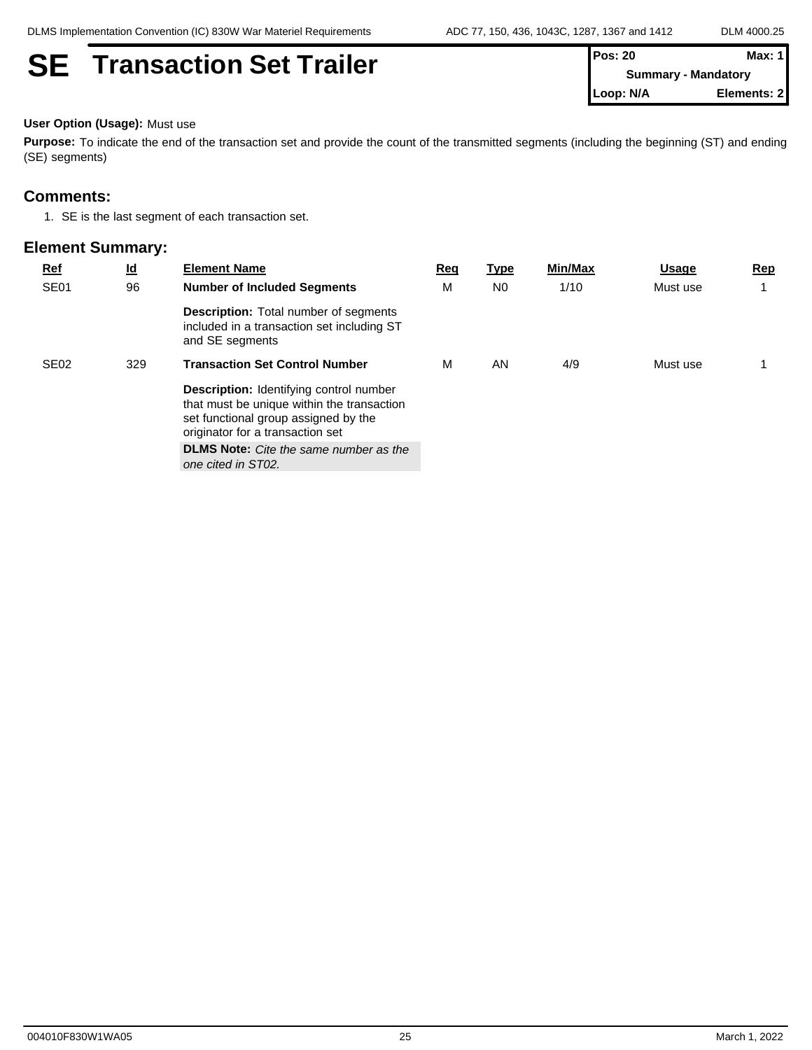# SE Transaction Set Trailer

| Pos: 20 | Max: 1 |
|---|---|
| Summary - Mandatory | |
| Loop: N/A | Elements: 2 |

**User Option (Usage):** Must use

**Purpose:** To indicate the end of the transaction set and provide the count of the transmitted segments (including the beginning (ST) and ending (SE) segments)

## Comments:

1. SE is the last segment of each transaction set.

## Element Summary:

| Ref | Id | Element Name | Req | Type | Min/Max | Usage | Rep |
|---|---|---|---|---|---|---|---|
| SE01 | 96 | **Number of Included Segments**<br><br>**Description:** Total number of segments included in a transaction set including ST and SE segments | M | N0 | 1/10 | Must use | 1 |
| SE02 | 329 | **Transaction Set Control Number**<br><br>**Description:** Identifying control number that must be unique within the transaction set functional group assigned by the originator for a transaction set<br><br>**DLMS Note:** *Cite the same number as the one cited in ST02.* | M | AN | 4/9 | Must use | 1 |